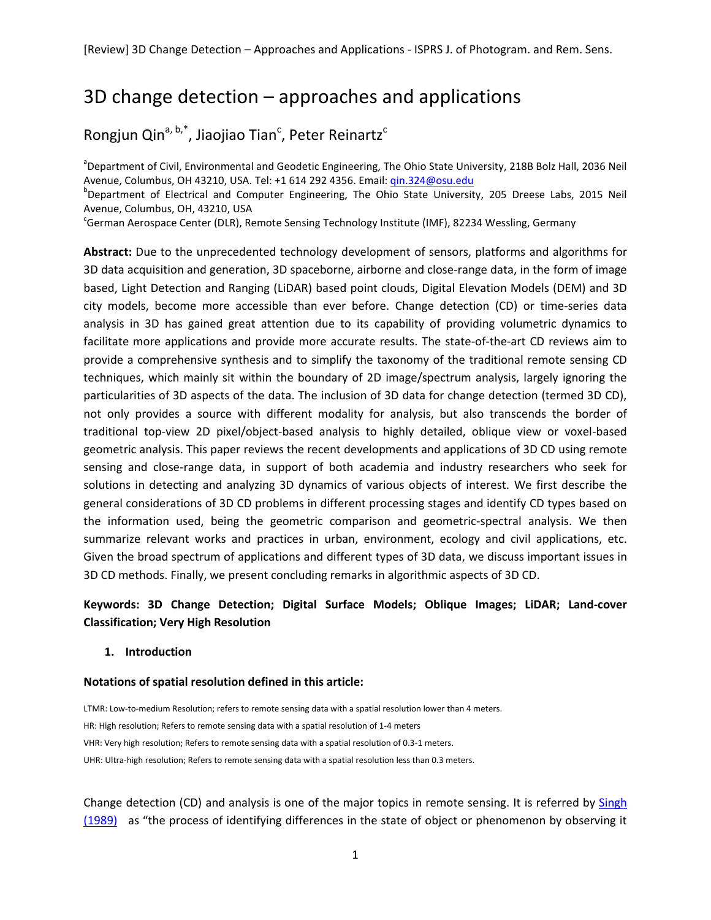# 3D change detection – approaches and applications

Rongjun Qin[a, b,*], Jiaojiao Tian[c], Peter Reinartz[c]

[a]Department of Civil, Environmental and Geodetic Engineering, The Ohio State University, 218B Bolz Hall, 2036 Neil Avenue, Columbus, OH 43210, USA. Tel: +1 614 292 4356. Email: qin.324@osu.edu

[b]Department of Electrical and Computer Engineering, The Ohio State University, 205 Dreese Labs, 2015 Neil Avenue, Columbus, OH, 43210, USA

[c]German Aerospace Center (DLR), Remote Sensing Technology Institute (IMF), 82234 Wessling, Germany

**Abstract:** Due to the unprecedented technology development of sensors, platforms and algorithms for 3D data acquisition and generation, 3D spaceborne, airborne and close-range data, in the form of image based, Light Detection and Ranging (LiDAR) based point clouds, Digital Elevation Models (DEM) and 3D city models, become more accessible than ever before. Change detection (CD) or time-series data analysis in 3D has gained great attention due to its capability of providing volumetric dynamics to facilitate more applications and provide more accurate results. The state-of-the-art CD reviews aim to provide a comprehensive synthesis and to simplify the taxonomy of the traditional remote sensing CD techniques, which mainly sit within the boundary of 2D image/spectrum analysis, largely ignoring the particularities of 3D aspects of the data. The inclusion of 3D data for change detection (termed 3D CD), not only provides a source with different modality for analysis, but also transcends the border of traditional top-view 2D pixel/object-based analysis to highly detailed, oblique view or voxel-based geometric analysis. This paper reviews the recent developments and applications of 3D CD using remote sensing and close-range data, in support of both academia and industry researchers who seek for solutions in detecting and analyzing 3D dynamics of various objects of interest. We first describe the general considerations of 3D CD problems in different processing stages and identify CD types based on the information used, being the geometric comparison and geometric-spectral analysis. We then summarize relevant works and practices in urban, environment, ecology and civil applications, etc. Given the broad spectrum of applications and different types of 3D data, we discuss important issues in 3D CD methods. Finally, we present concluding remarks in algorithmic aspects of 3D CD.

**Keywords: 3D Change Detection; Digital Surface Models; Oblique Images; LiDAR; Land-cover Classification; Very High Resolution**

## 1. Introduction

**Notations of spatial resolution defined in this article:**

LTMR: Low-to-medium Resolution; refers to remote sensing data with a spatial resolution lower than 4 meters.

HR: High resolution; Refers to remote sensing data with a spatial resolution of 1-4 meters

VHR: Very high resolution; Refers to remote sensing data with a spatial resolution of 0.3-1 meters.

UHR: Ultra-high resolution; Refers to remote sensing data with a spatial resolution less than 0.3 meters.

Change detection (CD) and analysis is one of the major topics in remote sensing. It is referred by Singh (1989) as "the process of identifying differences in the state of object or phenomenon by observing it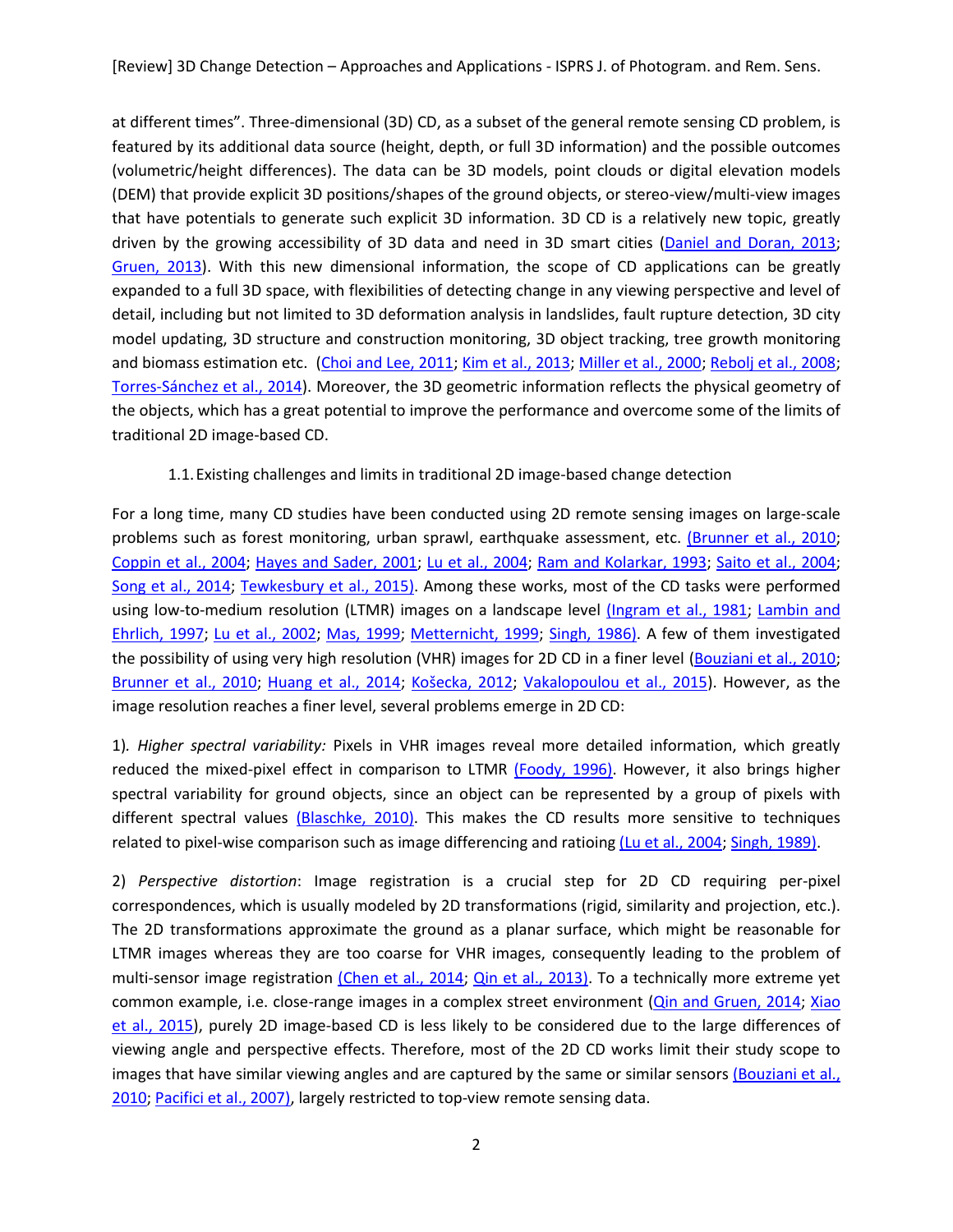at different times". Three-dimensional (3D) CD, as a subset of the general remote sensing CD problem, is featured by its additional data source (height, depth, or full 3D information) and the possible outcomes (volumetric/height differences). The data can be 3D models, point clouds or digital elevation models (DEM) that provide explicit 3D positions/shapes of the ground objects, or stereo-view/multi-view images that have potentials to generate such explicit 3D information. 3D CD is a relatively new topic, greatly driven by the growing accessibility of 3D data and need in 3D smart cities (Daniel and Doran, 2013; Gruen, 2013). With this new dimensional information, the scope of CD applications can be greatly expanded to a full 3D space, with flexibilities of detecting change in any viewing perspective and level of detail, including but not limited to 3D deformation analysis in landslides, fault rupture detection, 3D city model updating, 3D structure and construction monitoring, 3D object tracking, tree growth monitoring and biomass estimation etc. (Choi and Lee, 2011; Kim et al., 2013; Miller et al., 2000; Rebolj et al., 2008; Torres-Sánchez et al., 2014). Moreover, the 3D geometric information reflects the physical geometry of the objects, which has a great potential to improve the performance and overcome some of the limits of traditional 2D image-based CD.

### 1.1. Existing challenges and limits in traditional 2D image-based change detection

For a long time, many CD studies have been conducted using 2D remote sensing images on large-scale problems such as forest monitoring, urban sprawl, earthquake assessment, etc. (Brunner et al., 2010; Coppin et al., 2004; Hayes and Sader, 2001; Lu et al., 2004; Ram and Kolarkar, 1993; Saito et al., 2004; Song et al., 2014; Tewkesbury et al., 2015). Among these works, most of the CD tasks were performed using low-to-medium resolution (LTMR) images on a landscape level (Ingram et al., 1981; Lambin and Ehrlich, 1997; Lu et al., 2002; Mas, 1999; Metternicht, 1999; Singh, 1986). A few of them investigated the possibility of using very high resolution (VHR) images for 2D CD in a finer level (Bouziani et al., 2010; Brunner et al., 2010; Huang et al., 2014; Košecka, 2012; Vakalopoulou et al., 2015). However, as the image resolution reaches a finer level, several problems emerge in 2D CD:

1). *Higher spectral variability:* Pixels in VHR images reveal more detailed information, which greatly reduced the mixed-pixel effect in comparison to LTMR (Foody, 1996). However, it also brings higher spectral variability for ground objects, since an object can be represented by a group of pixels with different spectral values (Blaschke, 2010). This makes the CD results more sensitive to techniques related to pixel-wise comparison such as image differencing and ratioing (Lu et al., 2004; Singh, 1989).

2) *Perspective distortion*: Image registration is a crucial step for 2D CD requiring per-pixel correspondences, which is usually modeled by 2D transformations (rigid, similarity and projection, etc.). The 2D transformations approximate the ground as a planar surface, which might be reasonable for LTMR images whereas they are too coarse for VHR images, consequently leading to the problem of multi-sensor image registration (Chen et al., 2014; Qin et al., 2013). To a technically more extreme yet common example, i.e. close-range images in a complex street environment (Qin and Gruen, 2014; Xiao et al., 2015), purely 2D image-based CD is less likely to be considered due to the large differences of viewing angle and perspective effects. Therefore, most of the 2D CD works limit their study scope to images that have similar viewing angles and are captured by the same or similar sensors (Bouziani et al., 2010; Pacifici et al., 2007), largely restricted to top-view remote sensing data.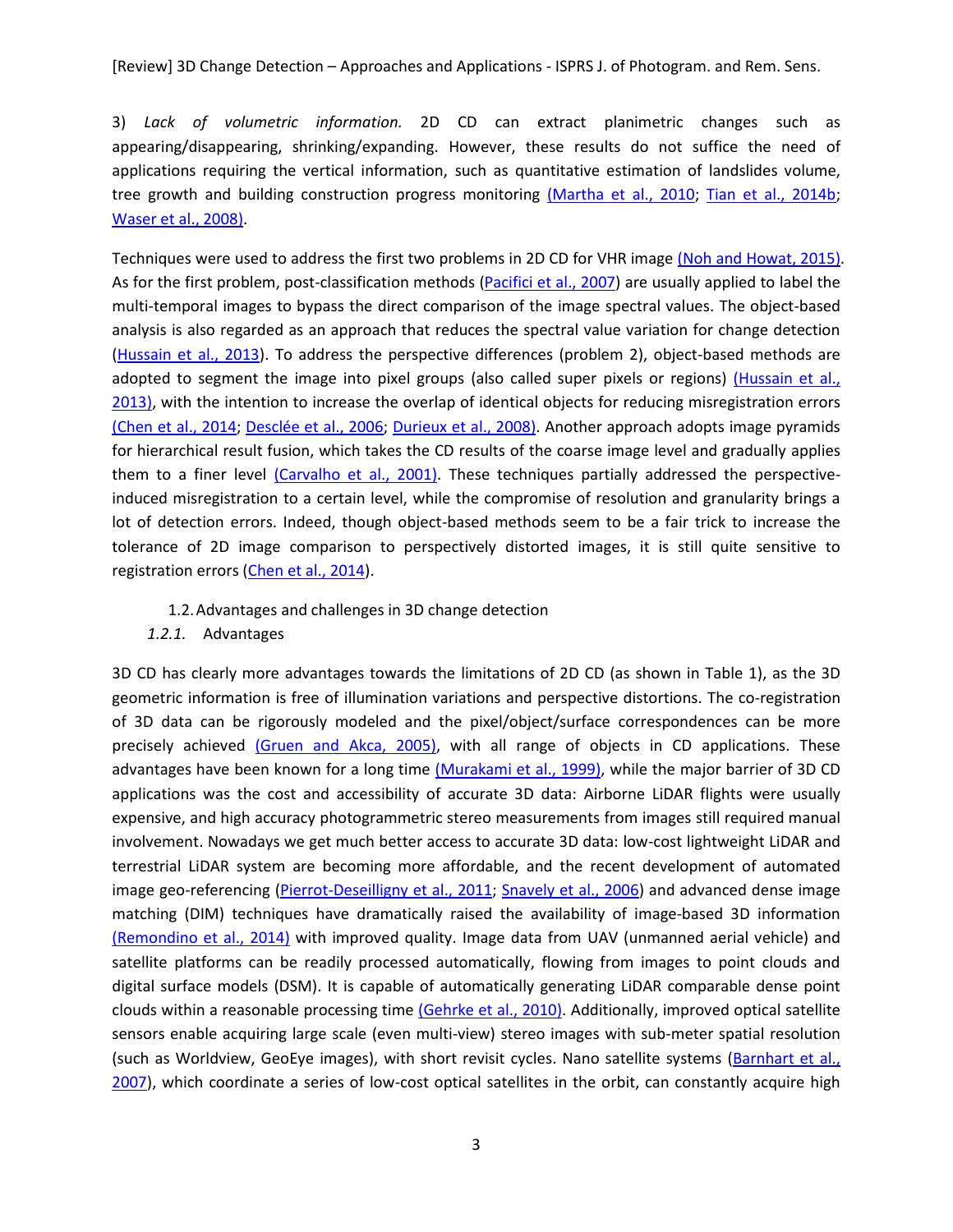3) *Lack of volumetric information.* 2D CD can extract planimetric changes such as appearing/disappearing, shrinking/expanding. However, these results do not suffice the need of applications requiring the vertical information, such as quantitative estimation of landslides volume, tree growth and building construction progress monitoring (Martha et al., 2010; Tian et al., 2014b; Waser et al., 2008).

Techniques were used to address the first two problems in 2D CD for VHR image (Noh and Howat, 2015). As for the first problem, post-classification methods (Pacifici et al., 2007) are usually applied to label the multi-temporal images to bypass the direct comparison of the image spectral values. The object-based analysis is also regarded as an approach that reduces the spectral value variation for change detection (Hussain et al., 2013). To address the perspective differences (problem 2), object-based methods are adopted to segment the image into pixel groups (also called super pixels or regions) (Hussain et al., 2013), with the intention to increase the overlap of identical objects for reducing misregistration errors (Chen et al., 2014; Desclée et al., 2006; Durieux et al., 2008). Another approach adopts image pyramids for hierarchical result fusion, which takes the CD results of the coarse image level and gradually applies them to a finer level (Carvalho et al., 2001). These techniques partially addressed the perspective-induced misregistration to a certain level, while the compromise of resolution and granularity brings a lot of detection errors. Indeed, though object-based methods seem to be a fair trick to increase the tolerance of 2D image comparison to perspectively distorted images, it is still quite sensitive to registration errors (Chen et al., 2014).

## 1.2. Advantages and challenges in 3D change detection

### *1.2.1.* Advantages

3D CD has clearly more advantages towards the limitations of 2D CD (as shown in Table 1), as the 3D geometric information is free of illumination variations and perspective distortions. The co-registration of 3D data can be rigorously modeled and the pixel/object/surface correspondences can be more precisely achieved (Gruen and Akca, 2005), with all range of objects in CD applications. These advantages have been known for a long time (Murakami et al., 1999), while the major barrier of 3D CD applications was the cost and accessibility of accurate 3D data: Airborne LiDAR flights were usually expensive, and high accuracy photogrammetric stereo measurements from images still required manual involvement. Nowadays we get much better access to accurate 3D data: low-cost lightweight LiDAR and terrestrial LiDAR system are becoming more affordable, and the recent development of automated image geo-referencing (Pierrot-Deseilligny et al., 2011; Snavely et al., 2006) and advanced dense image matching (DIM) techniques have dramatically raised the availability of image-based 3D information (Remondino et al., 2014) with improved quality. Image data from UAV (unmanned aerial vehicle) and satellite platforms can be readily processed automatically, flowing from images to point clouds and digital surface models (DSM). It is capable of automatically generating LiDAR comparable dense point clouds within a reasonable processing time (Gehrke et al., 2010). Additionally, improved optical satellite sensors enable acquiring large scale (even multi-view) stereo images with sub-meter spatial resolution (such as Worldview, GeoEye images), with short revisit cycles. Nano satellite systems (Barnhart et al., 2007), which coordinate a series of low-cost optical satellites in the orbit, can constantly acquire high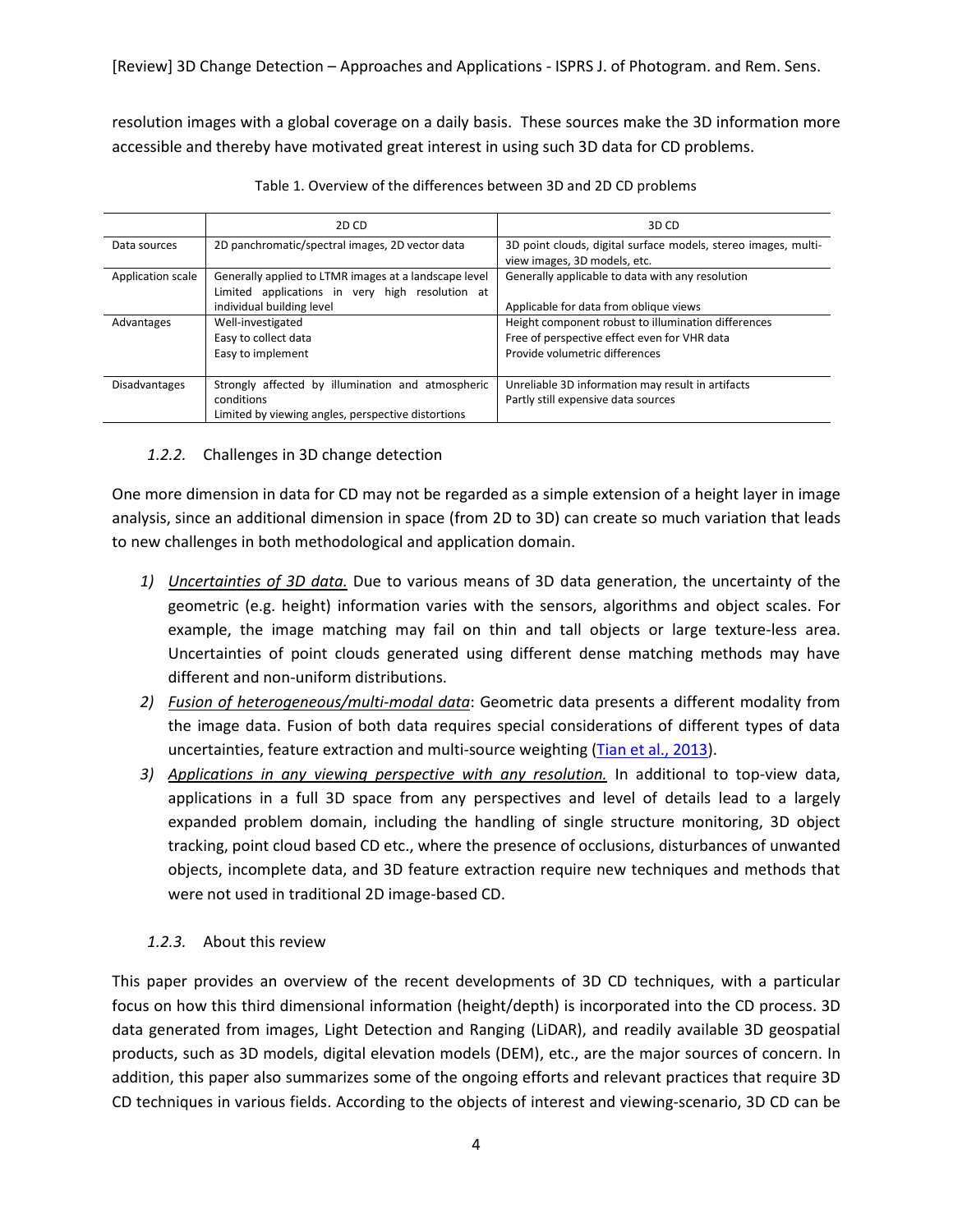resolution images with a global coverage on a daily basis. These sources make the 3D information more accessible and thereby have motivated great interest in using such 3D data for CD problems.

Table 1. Overview of the differences between 3D and 2D CD problems

| | 2D CD | 3D CD |
|---|---|---|
| Data sources | 2D panchromatic/spectral images, 2D vector data | 3D point clouds, digital surface models, stereo images, multi-view images, 3D models, etc. |
| Application scale | Generally applied to LTMR images at a landscape level<br>Limited applications in very high resolution at individual building level | Generally applicable to data with any resolution<br><br>Applicable for data from oblique views |
| Advantages | Well-investigated<br>Easy to collect data<br>Easy to implement | Height component robust to illumination differences<br>Free of perspective effect even for VHR data<br>Provide volumetric differences |
| Disadvantages | Strongly affected by illumination and atmospheric conditions<br>Limited by viewing angles, perspective distortions | Unreliable 3D information may result in artifacts<br>Partly still expensive data sources |

### *1.2.2.* Challenges in 3D change detection

One more dimension in data for CD may not be regarded as a simple extension of a height layer in image analysis, since an additional dimension in space (from 2D to 3D) can create so much variation that leads to new challenges in both methodological and application domain.

1) *Uncertainties of 3D data.* Due to various means of 3D data generation, the uncertainty of the geometric (e.g. height) information varies with the sensors, algorithms and object scales. For example, the image matching may fail on thin and tall objects or large texture-less area. Uncertainties of point clouds generated using different dense matching methods may have different and non-uniform distributions.
2) *Fusion of heterogeneous/multi-modal data*: Geometric data presents a different modality from the image data. Fusion of both data requires special considerations of different types of data uncertainties, feature extraction and multi-source weighting (Tian et al., 2013).
3) *Applications in any viewing perspective with any resolution.* In additional to top-view data, applications in a full 3D space from any perspectives and level of details lead to a largely expanded problem domain, including the handling of single structure monitoring, 3D object tracking, point cloud based CD etc., where the presence of occlusions, disturbances of unwanted objects, incomplete data, and 3D feature extraction require new techniques and methods that were not used in traditional 2D image-based CD.

### *1.2.3.* About this review

This paper provides an overview of the recent developments of 3D CD techniques, with a particular focus on how this third dimensional information (height/depth) is incorporated into the CD process. 3D data generated from images, Light Detection and Ranging (LiDAR), and readily available 3D geospatial products, such as 3D models, digital elevation models (DEM), etc., are the major sources of concern. In addition, this paper also summarizes some of the ongoing efforts and relevant practices that require 3D CD techniques in various fields. According to the objects of interest and viewing-scenario, 3D CD can be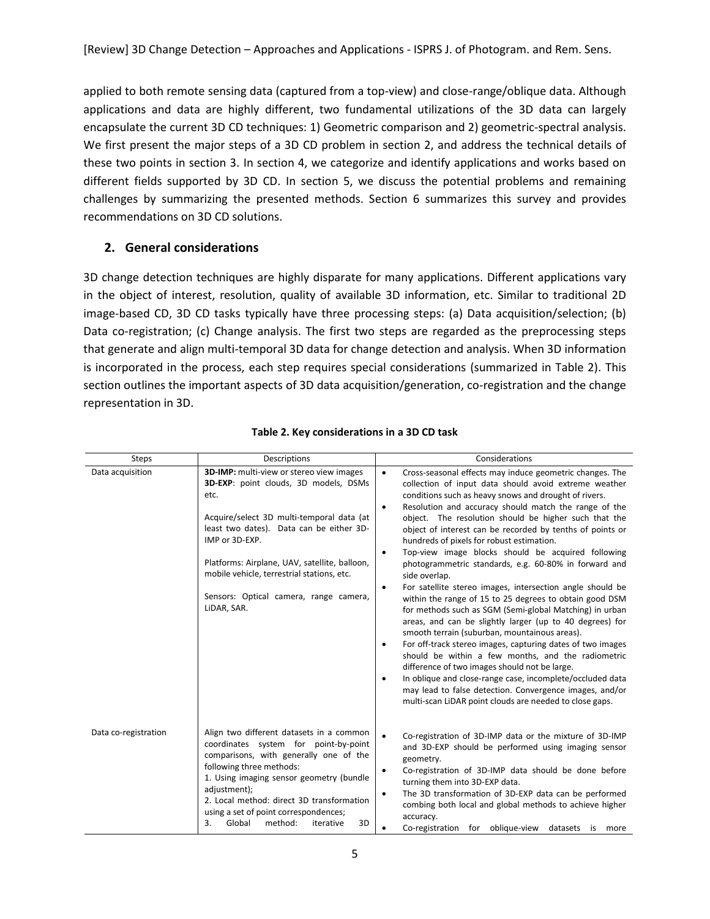applied to both remote sensing data (captured from a top-view) and close-range/oblique data. Although applications and data are highly different, two fundamental utilizations of the 3D data can largely encapsulate the current 3D CD techniques: 1) Geometric comparison and 2) geometric-spectral analysis. We first present the major steps of a 3D CD problem in section 2, and address the technical details of these two points in section 3. In section 4, we categorize and identify applications and works based on different fields supported by 3D CD. In section 5, we discuss the potential problems and remaining challenges by summarizing the presented methods. Section 6 summarizes this survey and provides recommendations on 3D CD solutions.

## 2. General considerations

3D change detection techniques are highly disparate for many applications. Different applications vary in the object of interest, resolution, quality of available 3D information, etc. Similar to traditional 2D image-based CD, 3D CD tasks typically have three processing steps: (a) Data acquisition/selection; (b) Data co-registration; (c) Change analysis. The first two steps are regarded as the preprocessing steps that generate and align multi-temporal 3D data for change detection and analysis. When 3D information is incorporated in the process, each step requires special considerations (summarized in Table 2). This section outlines the important aspects of 3D data acquisition/generation, co-registration and the change representation in 3D.

**Table 2. Key considerations in a 3D CD task**

| Steps | Descriptions | Considerations |
| --- | --- | --- |
| Data acquisition | **3D-IMP:** multi-view or stereo view images<br>**3D-EXP**: point clouds, 3D models, DSMs etc.<br><br>Acquire/select 3D multi-temporal data (at least two dates). Data can be either 3D-IMP or 3D-EXP.<br><br>Platforms: Airplane, UAV, satellite, balloon, mobile vehicle, terrestrial stations, etc.<br><br>Sensors: Optical camera, range camera, LiDAR, SAR. | • Cross-seasonal effects may induce geometric changes. The collection of input data should avoid extreme weather conditions such as heavy snows and drought of rivers.<br>• Resolution and accuracy should match the range of the object. The resolution should be higher such that the object of interest can be recorded by tenths of points or hundreds of pixels for robust estimation.<br>• Top-view image blocks should be acquired following photogrammetric standards, e.g. 60-80% in forward and side overlap.<br>• For satellite stereo images, intersection angle should be within the range of 15 to 25 degrees to obtain good DSM for methods such as SGM (Semi-global Matching) in urban areas, and can be slightly larger (up to 40 degrees) for smooth terrain (suburban, mountainous areas).<br>• For off-track stereo images, capturing dates of two images should be within a few months, and the radiometric difference of two images should not be large.<br>• In oblique and close-range case, incomplete/occluded data may lead to false detection. Convergence images, and/or multi-scan LiDAR point clouds are needed to close gaps. |
| Data co-registration | Align two different datasets in a common coordinates system for point-by-point comparisons, with generally one of the following three methods:<br>1. Using imaging sensor geometry (bundle adjustment);<br>2. Local method: direct 3D transformation using a set of point correspondences;<br>3. Global method: iterative 3D | • Co-registration of 3D-IMP data or the mixture of 3D-IMP and 3D-EXP should be performed using imaging sensor geometry.<br>• Co-registration of 3D-IMP data should be done before turning them into 3D-EXP data.<br>• The 3D transformation of 3D-EXP data can be performed combing both local and global methods to achieve higher accuracy.<br>• Co-registration for oblique-view datasets is more |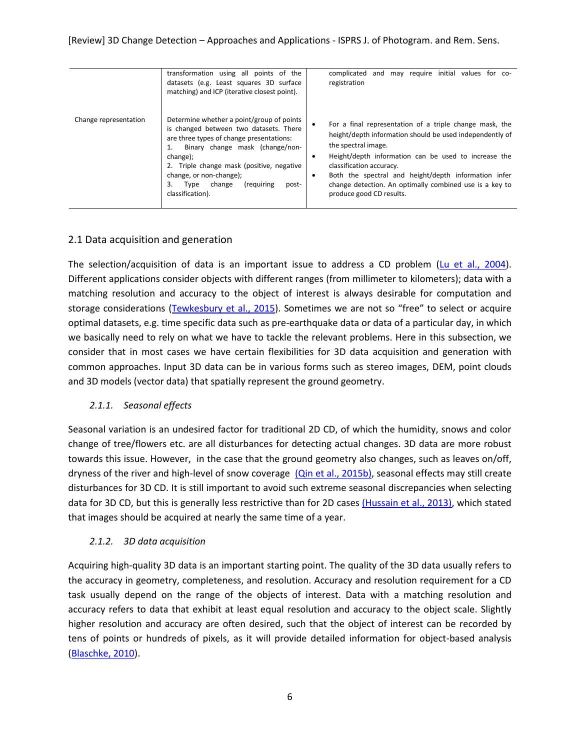| | | |
|---|---|---|
| | transformation using all points of the datasets (e.g. Least squares 3D surface matching) and ICP (iterative closest point). | complicated and may require initial values for co-registration |
| Change representation | Determine whether a point/group of points is changed between two datasets. There are three types of change presentations:<br>1. Binary change mask (change/non-change);<br>2. Triple change mask (positive, negative change, or non-change);<br>3. Type change (requiring post-classification). | • For a final representation of a triple change mask, the height/depth information should be used independently of the spectral image.<br>• Height/depth information can be used to increase the classification accuracy.<br>• Both the spectral and height/depth information infer change detection. An optimally combined use is a key to produce good CD results. |

## 2.1 Data acquisition and generation

The selection/acquisition of data is an important issue to address a CD problem (Lu et al., 2004). Different applications consider objects with different ranges (from millimeter to kilometers); data with a matching resolution and accuracy to the object of interest is always desirable for computation and storage considerations (Tewkesbury et al., 2015). Sometimes we are not so "free" to select or acquire optimal datasets, e.g. time specific data such as pre-earthquake data or data of a particular day, in which we basically need to rely on what we have to tackle the relevant problems. Here in this subsection, we consider that in most cases we have certain flexibilities for 3D data acquisition and generation with common approaches. Input 3D data can be in various forms such as stereo images, DEM, point clouds and 3D models (vector data) that spatially represent the ground geometry.

### *2.1.1. Seasonal effects*

Seasonal variation is an undesired factor for traditional 2D CD, of which the humidity, snows and color change of tree/flowers etc. are all disturbances for detecting actual changes. 3D data are more robust towards this issue. However, in the case that the ground geometry also changes, such as leaves on/off, dryness of the river and high-level of snow coverage (Qin et al., 2015b), seasonal effects may still create disturbances for 3D CD. It is still important to avoid such extreme seasonal discrepancies when selecting data for 3D CD, but this is generally less restrictive than for 2D cases (Hussain et al., 2013), which stated that images should be acquired at nearly the same time of a year.

### *2.1.2. 3D data acquisition*

Acquiring high-quality 3D data is an important starting point. The quality of the 3D data usually refers to the accuracy in geometry, completeness, and resolution. Accuracy and resolution requirement for a CD task usually depend on the range of the objects of interest. Data with a matching resolution and accuracy refers to data that exhibit at least equal resolution and accuracy to the object scale. Slightly higher resolution and accuracy are often desired, such that the object of interest can be recorded by tens of points or hundreds of pixels, as it will provide detailed information for object-based analysis (Blaschke, 2010).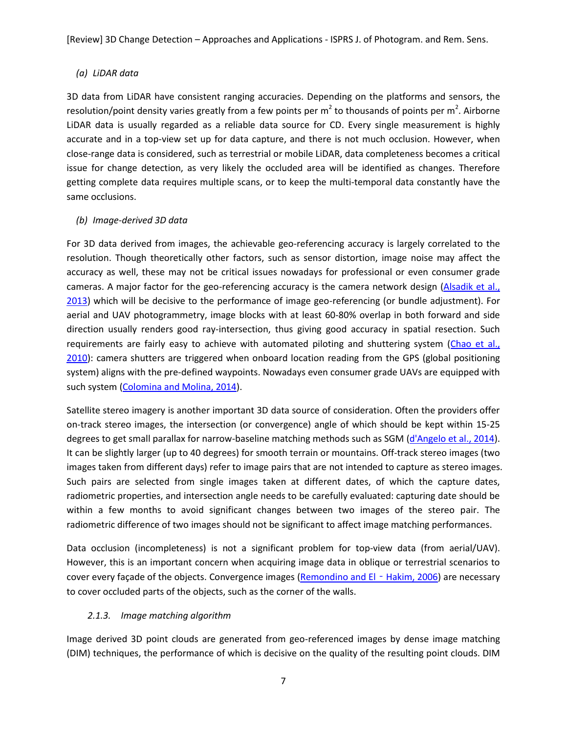*(a) LiDAR data*

3D data from LiDAR have consistent ranging accuracies. Depending on the platforms and sensors, the resolution/point density varies greatly from a few points per $m^2$ to thousands of points per $m^2$. Airborne LiDAR data is usually regarded as a reliable data source for CD. Every single measurement is highly accurate and in a top-view set up for data capture, and there is not much occlusion. However, when close-range data is considered, such as terrestrial or mobile LiDAR, data completeness becomes a critical issue for change detection, as very likely the occluded area will be identified as changes. Therefore getting complete data requires multiple scans, or to keep the multi-temporal data constantly have the same occlusions.

*(b) Image-derived 3D data*

For 3D data derived from images, the achievable geo-referencing accuracy is largely correlated to the resolution. Though theoretically other factors, such as sensor distortion, image noise may affect the accuracy as well, these may not be critical issues nowadays for professional or even consumer grade cameras. A major factor for the geo-referencing accuracy is the camera network design (Alsadik et al., 2013) which will be decisive to the performance of image geo-referencing (or bundle adjustment). For aerial and UAV photogrammetry, image blocks with at least 60-80% overlap in both forward and side direction usually renders good ray-intersection, thus giving good accuracy in spatial resection. Such requirements are fairly easy to achieve with automated piloting and shuttering system (Chao et al., 2010): camera shutters are triggered when onboard location reading from the GPS (global positioning system) aligns with the pre-defined waypoints. Nowadays even consumer grade UAVs are equipped with such system (Colomina and Molina, 2014).

Satellite stereo imagery is another important 3D data source of consideration. Often the providers offer on-track stereo images, the intersection (or convergence) angle of which should be kept within 15-25 degrees to get small parallax for narrow-baseline matching methods such as SGM (d'Angelo et al., 2014). It can be slightly larger (up to 40 degrees) for smooth terrain or mountains. Off-track stereo images (two images taken from different days) refer to image pairs that are not intended to capture as stereo images. Such pairs are selected from single images taken at different dates, of which the capture dates, radiometric properties, and intersection angle needs to be carefully evaluated: capturing date should be within a few months to avoid significant changes between two images of the stereo pair. The radiometric difference of two images should not be significant to affect image matching performances.

Data occlusion (incompleteness) is not a significant problem for top-view data (from aerial/UAV). However, this is an important concern when acquiring image data in oblique or terrestrial scenarios to cover every façade of the objects. Convergence images (Remondino and El‐Hakim, 2006) are necessary to cover occluded parts of the objects, such as the corner of the walls.

### *2.1.3. Image matching algorithm*

Image derived 3D point clouds are generated from geo-referenced images by dense image matching (DIM) techniques, the performance of which is decisive on the quality of the resulting point clouds. DIM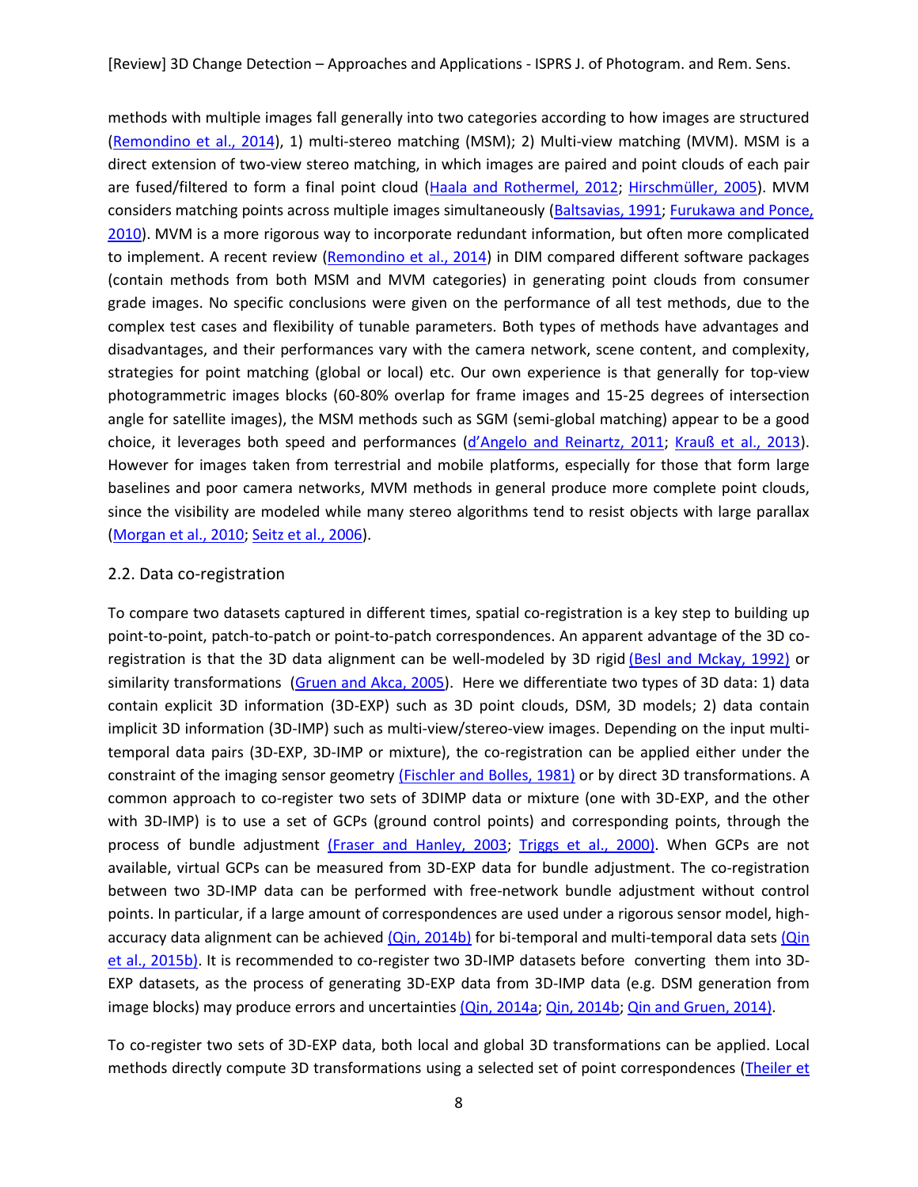methods with multiple images fall generally into two categories according to how images are structured (Remondino et al., 2014), 1) multi-stereo matching (MSM); 2) Multi-view matching (MVM). MSM is a direct extension of two-view stereo matching, in which images are paired and point clouds of each pair are fused/filtered to form a final point cloud (Haala and Rothermel, 2012; Hirschmüller, 2005). MVM considers matching points across multiple images simultaneously (Baltsavias, 1991; Furukawa and Ponce, 2010). MVM is a more rigorous way to incorporate redundant information, but often more complicated to implement. A recent review (Remondino et al., 2014) in DIM compared different software packages (contain methods from both MSM and MVM categories) in generating point clouds from consumer grade images. No specific conclusions were given on the performance of all test methods, due to the complex test cases and flexibility of tunable parameters. Both types of methods have advantages and disadvantages, and their performances vary with the camera network, scene content, and complexity, strategies for point matching (global or local) etc. Our own experience is that generally for top-view photogrammetric images blocks (60-80% overlap for frame images and 15-25 degrees of intersection angle for satellite images), the MSM methods such as SGM (semi-global matching) appear to be a good choice, it leverages both speed and performances (d'Angelo and Reinartz, 2011; Krauß et al., 2013). However for images taken from terrestrial and mobile platforms, especially for those that form large baselines and poor camera networks, MVM methods in general produce more complete point clouds, since the visibility are modeled while many stereo algorithms tend to resist objects with large parallax (Morgan et al., 2010; Seitz et al., 2006).

## 2.2. Data co-registration

To compare two datasets captured in different times, spatial co-registration is a key step to building up point-to-point, patch-to-patch or point-to-patch correspondences. An apparent advantage of the 3D co-registration is that the 3D data alignment can be well-modeled by 3D rigid (Besl and Mckay, 1992) or similarity transformations (Gruen and Akca, 2005). Here we differentiate two types of 3D data: 1) data contain explicit 3D information (3D-EXP) such as 3D point clouds, DSM, 3D models; 2) data contain implicit 3D information (3D-IMP) such as multi-view/stereo-view images. Depending on the input multi-temporal data pairs (3D-EXP, 3D-IMP or mixture), the co-registration can be applied either under the constraint of the imaging sensor geometry (Fischler and Bolles, 1981) or by direct 3D transformations. A common approach to co-register two sets of 3DIMP data or mixture (one with 3D-EXP, and the other with 3D-IMP) is to use a set of GCPs (ground control points) and corresponding points, through the process of bundle adjustment (Fraser and Hanley, 2003; Triggs et al., 2000). When GCPs are not available, virtual GCPs can be measured from 3D-EXP data for bundle adjustment. The co-registration between two 3D-IMP data can be performed with free-network bundle adjustment without control points. In particular, if a large amount of correspondences are used under a rigorous sensor model, high-accuracy data alignment can be achieved (Qin, 2014b) for bi-temporal and multi-temporal data sets (Qin et al., 2015b). It is recommended to co-register two 3D-IMP datasets before converting them into 3D-EXP datasets, as the process of generating 3D-EXP data from 3D-IMP data (e.g. DSM generation from image blocks) may produce errors and uncertainties (Qin, 2014a; Qin, 2014b; Qin and Gruen, 2014).

To co-register two sets of 3D-EXP data, both local and global 3D transformations can be applied. Local methods directly compute 3D transformations using a selected set of point correspondences (Theiler et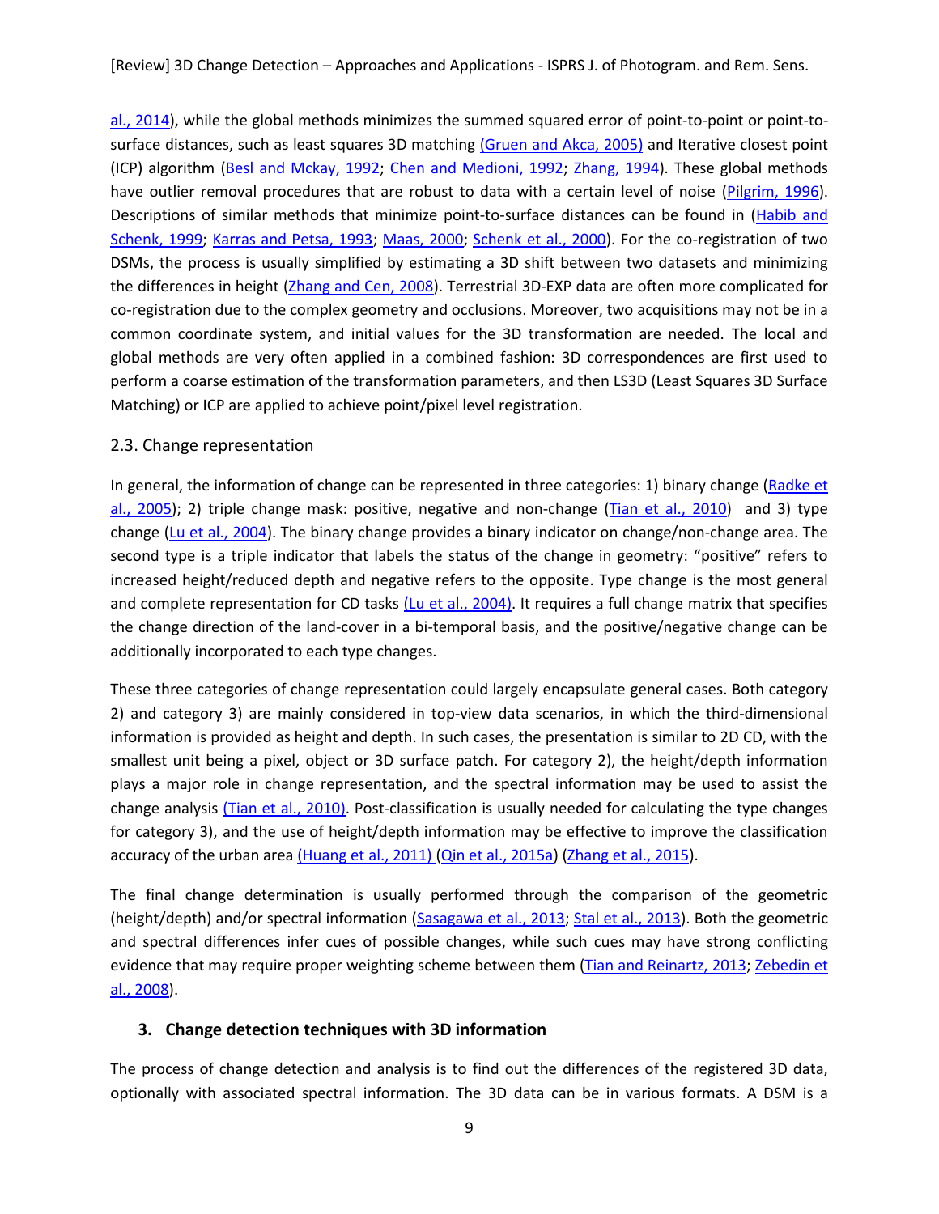al., 2014), while the global methods minimizes the summed squared error of point-to-point or point-to-surface distances, such as least squares 3D matching (Gruen and Akca, 2005) and Iterative closest point (ICP) algorithm (Besl and Mckay, 1992; Chen and Medioni, 1992; Zhang, 1994). These global methods have outlier removal procedures that are robust to data with a certain level of noise (Pilgrim, 1996). Descriptions of similar methods that minimize point-to-surface distances can be found in (Habib and Schenk, 1999; Karras and Petsa, 1993; Maas, 2000; Schenk et al., 2000). For the co-registration of two DSMs, the process is usually simplified by estimating a 3D shift between two datasets and minimizing the differences in height (Zhang and Cen, 2008). Terrestrial 3D-EXP data are often more complicated for co-registration due to the complex geometry and occlusions. Moreover, two acquisitions may not be in a common coordinate system, and initial values for the 3D transformation are needed. The local and global methods are very often applied in a combined fashion: 3D correspondences are first used to perform a coarse estimation of the transformation parameters, and then LS3D (Least Squares 3D Surface Matching) or ICP are applied to achieve point/pixel level registration.

## 2.3. Change representation

In general, the information of change can be represented in three categories: 1) binary change (Radke et al., 2005); 2) triple change mask: positive, negative and non-change (Tian et al., 2010) and 3) type change (Lu et al., 2004). The binary change provides a binary indicator on change/non-change area. The second type is a triple indicator that labels the status of the change in geometry: "positive" refers to increased height/reduced depth and negative refers to the opposite. Type change is the most general and complete representation for CD tasks (Lu et al., 2004). It requires a full change matrix that specifies the change direction of the land-cover in a bi-temporal basis, and the positive/negative change can be additionally incorporated to each type changes.

These three categories of change representation could largely encapsulate general cases. Both category 2) and category 3) are mainly considered in top-view data scenarios, in which the third-dimensional information is provided as height and depth. In such cases, the presentation is similar to 2D CD, with the smallest unit being a pixel, object or 3D surface patch. For category 2), the height/depth information plays a major role in change representation, and the spectral information may be used to assist the change analysis (Tian et al., 2010). Post-classification is usually needed for calculating the type changes for category 3), and the use of height/depth information may be effective to improve the classification accuracy of the urban area (Huang et al., 2011) (Qin et al., 2015a) (Zhang et al., 2015).

The final change determination is usually performed through the comparison of the geometric (height/depth) and/or spectral information (Sasagawa et al., 2013; Stal et al., 2013). Both the geometric and spectral differences infer cues of possible changes, while such cues may have strong conflicting evidence that may require proper weighting scheme between them (Tian and Reinartz, 2013; Zebedin et al., 2008).

## 3. Change detection techniques with 3D information

The process of change detection and analysis is to find out the differences of the registered 3D data, optionally with associated spectral information. The 3D data can be in various formats. A DSM is a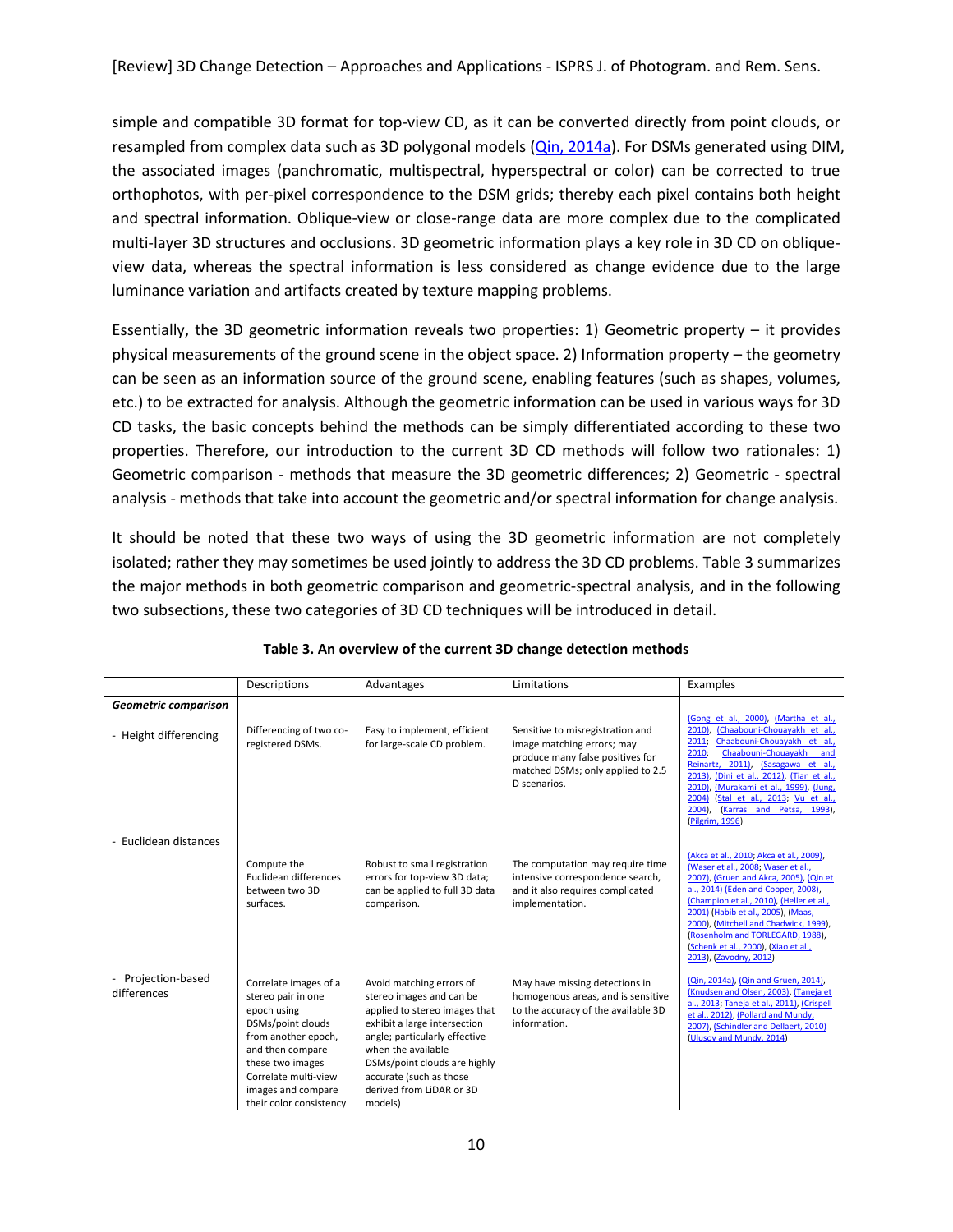simple and compatible 3D format for top-view CD, as it can be converted directly from point clouds, or resampled from complex data such as 3D polygonal models (Qin, 2014a). For DSMs generated using DIM, the associated images (panchromatic, multispectral, hyperspectral or color) can be corrected to true orthophotos, with per-pixel correspondence to the DSM grids; thereby each pixel contains both height and spectral information. Oblique-view or close-range data are more complex due to the complicated multi-layer 3D structures and occlusions. 3D geometric information plays a key role in 3D CD on oblique-view data, whereas the spectral information is less considered as change evidence due to the large luminance variation and artifacts created by texture mapping problems.

Essentially, the 3D geometric information reveals two properties: 1) Geometric property – it provides physical measurements of the ground scene in the object space. 2) Information property – the geometry can be seen as an information source of the ground scene, enabling features (such as shapes, volumes, etc.) to be extracted for analysis. Although the geometric information can be used in various ways for 3D CD tasks, the basic concepts behind the methods can be simply differentiated according to these two properties. Therefore, our introduction to the current 3D CD methods will follow two rationales: 1) Geometric comparison - methods that measure the 3D geometric differences; 2) Geometric - spectral analysis - methods that take into account the geometric and/or spectral information for change analysis.

It should be noted that these two ways of using the 3D geometric information are not completely isolated; rather they may sometimes be used jointly to address the 3D CD problems. Table 3 summarizes the major methods in both geometric comparison and geometric-spectral analysis, and in the following two subsections, these two categories of 3D CD techniques will be introduced in detail.

**Table 3. An overview of the current 3D change detection methods**

| | Descriptions | Advantages | Limitations | Examples |
|---|---|---|---|---|
| ***Geometric comparison*** | | | | |
| - Height differencing | Differencing of two co-registered DSMs. | Easy to implement, efficient for large-scale CD problem. | Sensitive to misregistration and image matching errors; may produce many false positives for matched DSMs; only applied to 2.5 D scenarios. | (Gong et al., 2000), (Martha et al., 2010), (Chaabouni-Chouayakh et al., 2011; Chaabouni-Chouayakh et al., 2010; Chaabouni-Chouayakh and Reinartz, 2011), (Sasagawa et al., 2013), (Dini et al., 2012), (Tian et al., 2010), (Murakami et al., 1999), (Jung, 2004) (Stal et al., 2013; Vu et al., 2004), (Karras and Petsa, 1993), (Pilgrim, 1996) |
| - Euclidean distances | Compute the Euclidean differences between two 3D surfaces. | Robust to small registration errors for top-view 3D data; can be applied to full 3D data comparison. | The computation may require time intensive correspondence search, and it also requires complicated implementation. | (Akca et al., 2010; Akca et al., 2009), (Waser et al., 2008; Waser et al., 2007), (Gruen and Akca, 2005), (Qin et al., 2014) (Eden and Cooper, 2008), (Champion et al., 2010), (Heller et al., 2001) (Habib et al., 2005), (Maas, 2000), (Mitchell and Chadwick, 1999), (Rosenholm and TORLEGARD, 1988), (Schenk et al., 2000), (Xiao et al., 2013), (Zavodny, 2012) |
| - Projection-based differences | Correlate images of a stereo pair in one epoch using DSMs/point clouds from another epoch, and then compare these two images Correlate multi-view images and compare their color consistency | Avoid matching errors of stereo images and can be applied to stereo images that exhibit a large intersection angle; particularly effective when the available DSMs/point clouds are highly accurate (such as those derived from LiDAR or 3D models) | May have missing detections in homogenous areas, and is sensitive to the accuracy of the available 3D information. | (Qin, 2014a), (Qin and Gruen, 2014), (Knudsen and Olsen, 2003), (Taneja et al., 2013; Taneja et al., 2011), (Crispell et al., 2012), (Pollard and Mundy, 2007), (Schindler and Dellaert, 2010) (Ulusoy and Mundy, 2014) |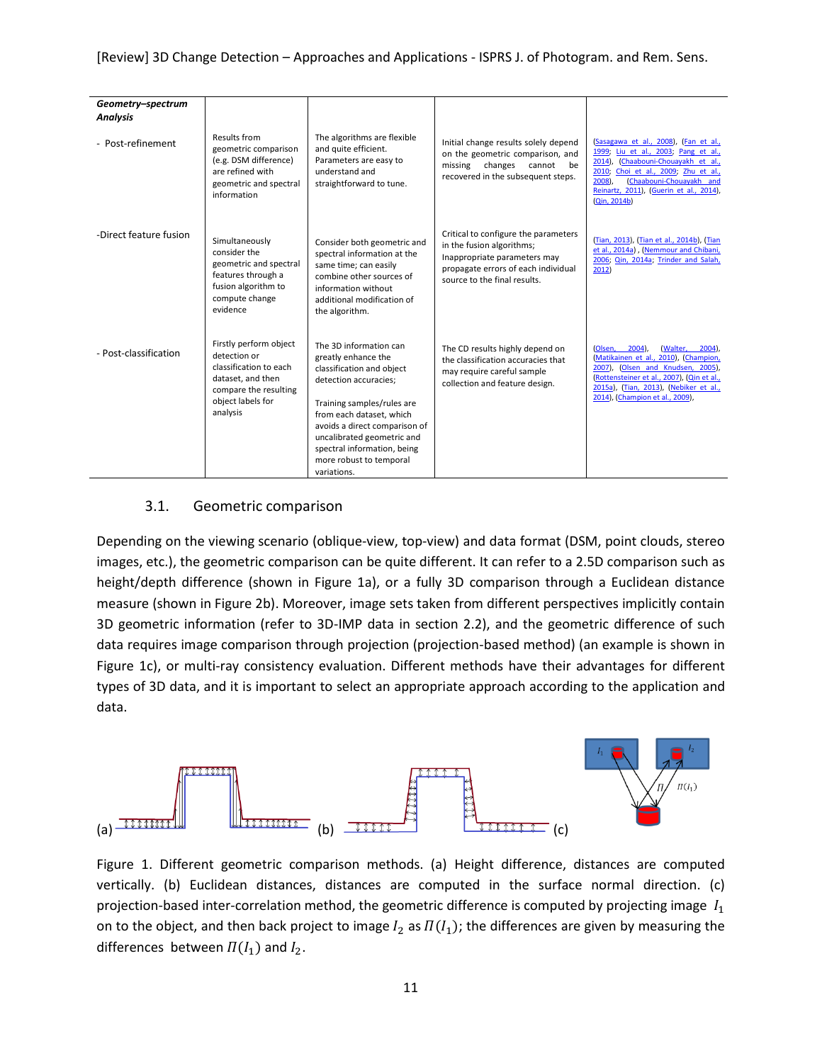| *Geometry–spectrum Analysis* | | | | |
|---|---|---|---|---|
| - Post-refinement | Results from geometric comparison (e.g. DSM difference) are refined with geometric and spectral information | The algorithms are flexible and quite efficient. Parameters are easy to understand and straightforward to tune. | Initial change results solely depend on the geometric comparison, and missing changes cannot be recovered in the subsequent steps. | (Sasagawa et al., 2008), (Fan et al., 1999; Liu et al., 2003; Pang et al., 2014), (Chaabouni-Chouayakh et al., 2010; Choi et al., 2009; Zhu et al., 2008), (Chaabouni-Chouayakh and Reinartz, 2011), (Guerin et al., 2014), (Qin, 2014b) |
| -Direct feature fusion | Simultaneously consider the geometric and spectral features through a fusion algorithm to compute change evidence | Consider both geometric and spectral information at the same time; can easily combine other sources of information without additional modification of the algorithm. | Critical to configure the parameters in the fusion algorithms; Inappropriate parameters may propagate errors of each individual source to the final results. | (Tian, 2013), (Tian et al., 2014b), (Tian et al., 2014a) , (Nemmour and Chibani, 2006; Qin, 2014a; Trinder and Salah, 2012) |
| - Post-classification | Firstly perform object detection or classification to each dataset, and then compare the resulting object labels for analysis | The 3D information can greatly enhance the classification and object detection accuracies;<br><br>Training samples/rules are from each dataset, which avoids a direct comparison of uncalibrated geometric and spectral information, being more robust to temporal variations. | The CD results highly depend on the classification accuracies that may require careful sample collection and feature design. | (Olsen, 2004), (Walter, 2004), (Matikainen et al., 2010), (Champion, 2007), (Olsen and Knudsen, 2005), (Rottensteiner et al., 2007), (Qin et al., 2015a), (Tian, 2013), (Nebiker et al., 2014), (Champion et al., 2009), |

### 3.1. Geometric comparison

Depending on the viewing scenario (oblique-view, top-view) and data format (DSM, point clouds, stereo images, etc.), the geometric comparison can be quite different. It can refer to a 2.5D comparison such as height/depth difference (shown in Figure 1a), or a fully 3D comparison through a Euclidean distance measure (shown in Figure 2b). Moreover, image sets taken from different perspectives implicitly contain 3D geometric information (refer to 3D-IMP data in section 2.2), and the geometric difference of such data requires image comparison through projection (projection-based method) (an example is shown in Figure 1c), or multi-ray consistency evaluation. Different methods have their advantages for different types of 3D data, and it is important to select an appropriate approach according to the application and data.

Figure 1. Different geometric comparison methods. (a) Height difference, distances are computed vertically. (b) Euclidean distances, distances are computed in the surface normal direction. (c) projection-based inter-correlation method, the geometric difference is computed by projecting image $I_1$ on to the object, and then back project to image $I_2$ as $\Pi(I_1)$; the differences are given by measuring the differences between $\Pi(I_1)$ and $I_2$.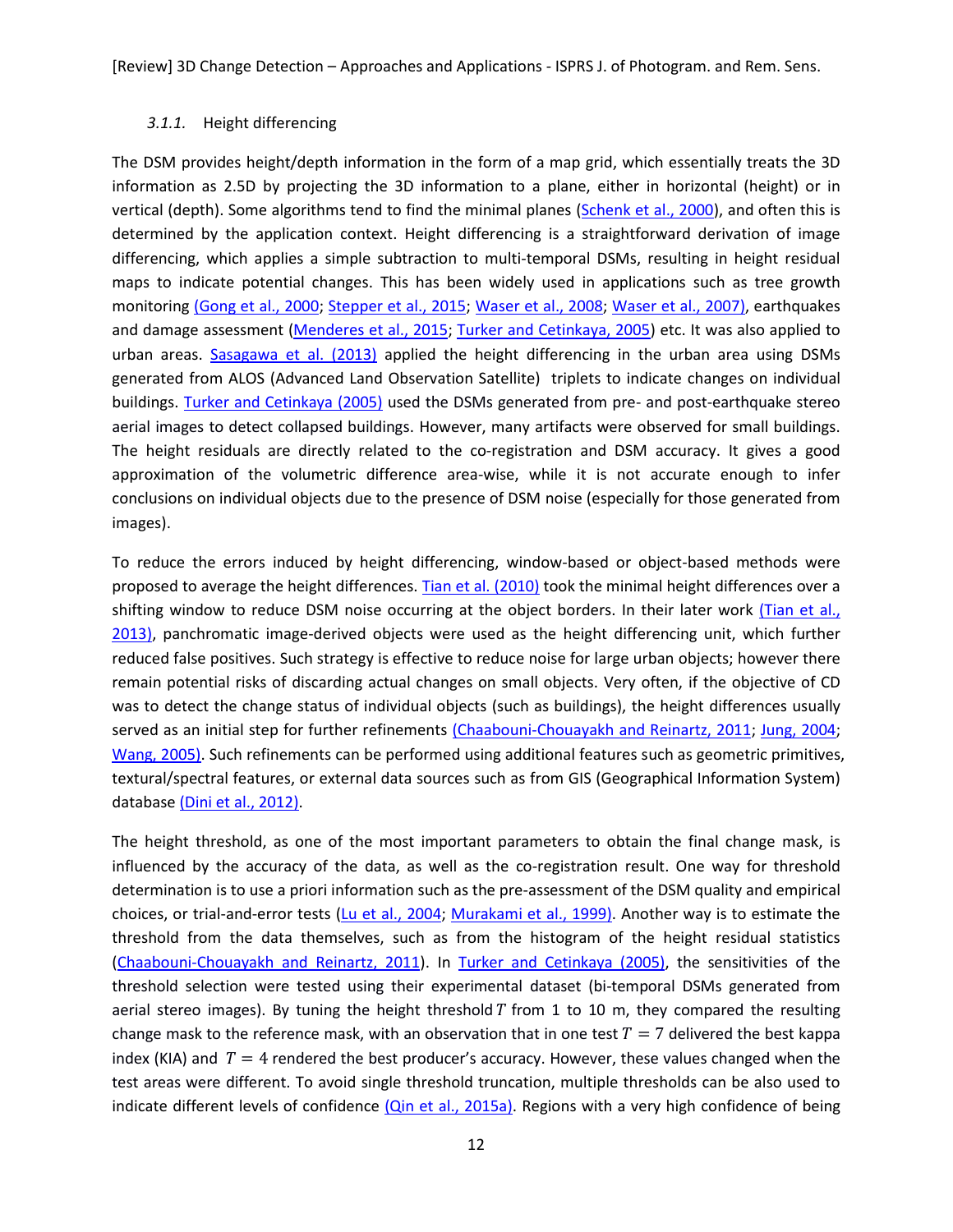### 3.1.1. Height differencing

The DSM provides height/depth information in the form of a map grid, which essentially treats the 3D information as 2.5D by projecting the 3D information to a plane, either in horizontal (height) or in vertical (depth). Some algorithms tend to find the minimal planes (Schenk et al., 2000), and often this is determined by the application context. Height differencing is a straightforward derivation of image differencing, which applies a simple subtraction to multi-temporal DSMs, resulting in height residual maps to indicate potential changes. This has been widely used in applications such as tree growth monitoring (Gong et al., 2000; Stepper et al., 2015; Waser et al., 2008; Waser et al., 2007), earthquakes and damage assessment (Menderes et al., 2015; Turker and Cetinkaya, 2005) etc. It was also applied to urban areas. Sasagawa et al. (2013) applied the height differencing in the urban area using DSMs generated from ALOS (Advanced Land Observation Satellite) triplets to indicate changes on individual buildings. Turker and Cetinkaya (2005) used the DSMs generated from pre- and post-earthquake stereo aerial images to detect collapsed buildings. However, many artifacts were observed for small buildings. The height residuals are directly related to the co-registration and DSM accuracy. It gives a good approximation of the volumetric difference area-wise, while it is not accurate enough to infer conclusions on individual objects due to the presence of DSM noise (especially for those generated from images).

To reduce the errors induced by height differencing, window-based or object-based methods were proposed to average the height differences. Tian et al. (2010) took the minimal height differences over a shifting window to reduce DSM noise occurring at the object borders. In their later work (Tian et al., 2013), panchromatic image-derived objects were used as the height differencing unit, which further reduced false positives. Such strategy is effective to reduce noise for large urban objects; however there remain potential risks of discarding actual changes on small objects. Very often, if the objective of CD was to detect the change status of individual objects (such as buildings), the height differences usually served as an initial step for further refinements (Chaabouni-Chouayakh and Reinartz, 2011; Jung, 2004; Wang, 2005). Such refinements can be performed using additional features such as geometric primitives, textural/spectral features, or external data sources such as from GIS (Geographical Information System) database (Dini et al., 2012).

The height threshold, as one of the most important parameters to obtain the final change mask, is influenced by the accuracy of the data, as well as the co-registration result. One way for threshold determination is to use a priori information such as the pre-assessment of the DSM quality and empirical choices, or trial-and-error tests (Lu et al., 2004; Murakami et al., 1999). Another way is to estimate the threshold from the data themselves, such as from the histogram of the height residual statistics (Chaabouni-Chouayakh and Reinartz, 2011). In Turker and Cetinkaya (2005), the sensitivities of the threshold selection were tested using their experimental dataset (bi-temporal DSMs generated from aerial stereo images). By tuning the height threshold $T$ from 1 to 10 m, they compared the resulting change mask to the reference mask, with an observation that in one test $T = 7$ delivered the best kappa index (KIA) and $T = 4$ rendered the best producer's accuracy. However, these values changed when the test areas were different. To avoid single threshold truncation, multiple thresholds can be also used to indicate different levels of confidence (Qin et al., 2015a). Regions with a very high confidence of being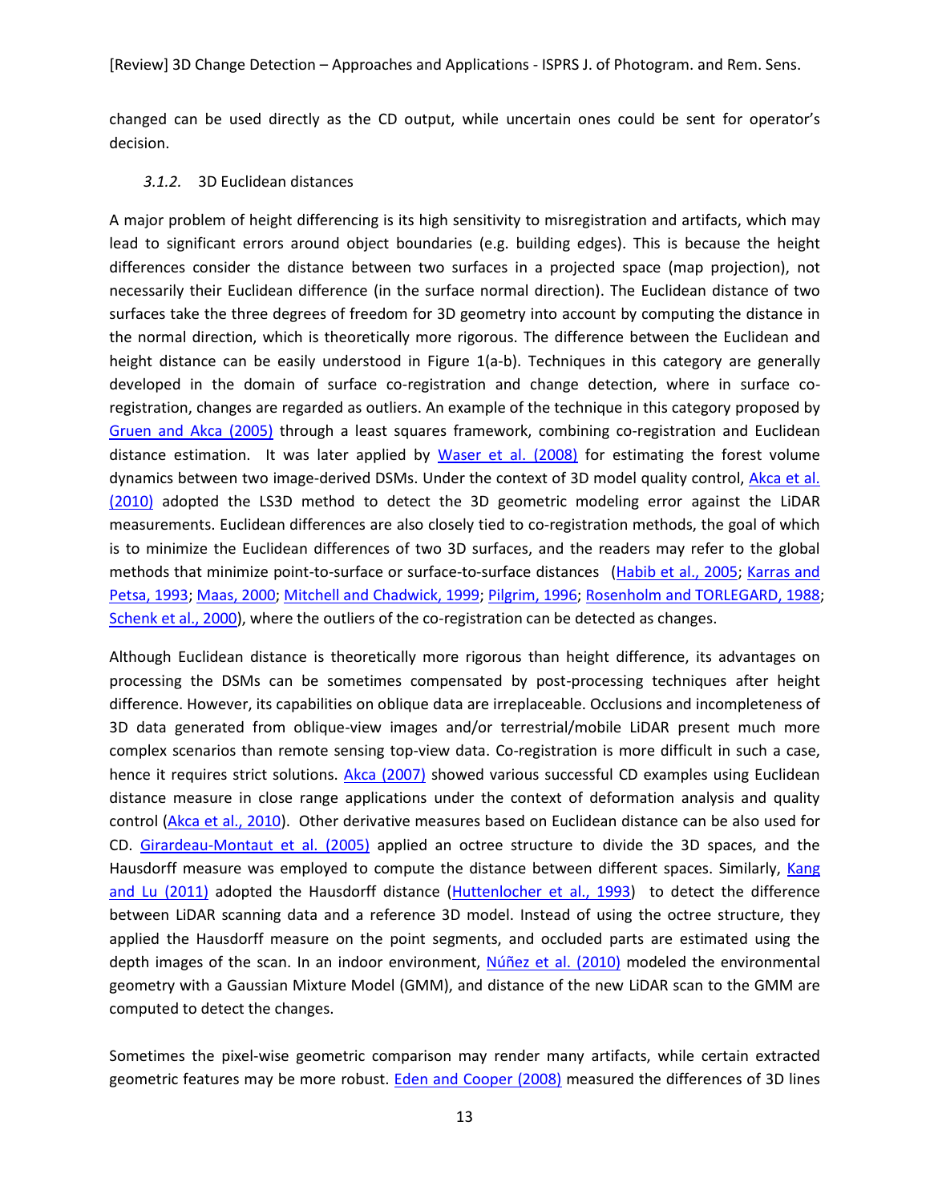changed can be used directly as the CD output, while uncertain ones could be sent for operator's decision.

### *3.1.2.* 3D Euclidean distances

A major problem of height differencing is its high sensitivity to misregistration and artifacts, which may lead to significant errors around object boundaries (e.g. building edges). This is because the height differences consider the distance between two surfaces in a projected space (map projection), not necessarily their Euclidean difference (in the surface normal direction). The Euclidean distance of two surfaces take the three degrees of freedom for 3D geometry into account by computing the distance in the normal direction, which is theoretically more rigorous. The difference between the Euclidean and height distance can be easily understood in Figure 1(a-b). Techniques in this category are generally developed in the domain of surface co-registration and change detection, where in surface co-registration, changes are regarded as outliers. An example of the technique in this category proposed by Gruen and Akca (2005) through a least squares framework, combining co-registration and Euclidean distance estimation. It was later applied by Waser et al. (2008) for estimating the forest volume dynamics between two image-derived DSMs. Under the context of 3D model quality control, Akca et al. (2010) adopted the LS3D method to detect the 3D geometric modeling error against the LiDAR measurements. Euclidean differences are also closely tied to co-registration methods, the goal of which is to minimize the Euclidean differences of two 3D surfaces, and the readers may refer to the global methods that minimize point-to-surface or surface-to-surface distances (Habib et al., 2005; Karras and Petsa, 1993; Maas, 2000; Mitchell and Chadwick, 1999; Pilgrim, 1996; Rosenholm and TORLEGARD, 1988; Schenk et al., 2000), where the outliers of the co-registration can be detected as changes.

Although Euclidean distance is theoretically more rigorous than height difference, its advantages on processing the DSMs can be sometimes compensated by post-processing techniques after height difference. However, its capabilities on oblique data are irreplaceable. Occlusions and incompleteness of 3D data generated from oblique-view images and/or terrestrial/mobile LiDAR present much more complex scenarios than remote sensing top-view data. Co-registration is more difficult in such a case, hence it requires strict solutions. Akca (2007) showed various successful CD examples using Euclidean distance measure in close range applications under the context of deformation analysis and quality control (Akca et al., 2010). Other derivative measures based on Euclidean distance can be also used for CD. Girardeau-Montaut et al. (2005) applied an octree structure to divide the 3D spaces, and the Hausdorff measure was employed to compute the distance between different spaces. Similarly, Kang and Lu (2011) adopted the Hausdorff distance (Huttenlocher et al., 1993) to detect the difference between LiDAR scanning data and a reference 3D model. Instead of using the octree structure, they applied the Hausdorff measure on the point segments, and occluded parts are estimated using the depth images of the scan. In an indoor environment, Núñez et al. (2010) modeled the environmental geometry with a Gaussian Mixture Model (GMM), and distance of the new LiDAR scan to the GMM are computed to detect the changes.

Sometimes the pixel-wise geometric comparison may render many artifacts, while certain extracted geometric features may be more robust. Eden and Cooper (2008) measured the differences of 3D lines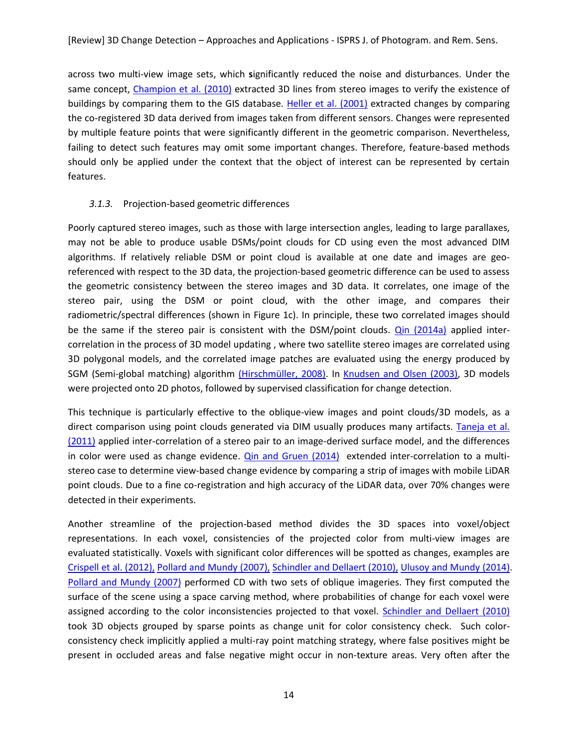across two multi-view image sets, which significantly reduced the noise and disturbances. Under the same concept, Champion et al. (2010) extracted 3D lines from stereo images to verify the existence of buildings by comparing them to the GIS database. Heller et al. (2001) extracted changes by comparing the co-registered 3D data derived from images taken from different sensors. Changes were represented by multiple feature points that were significantly different in the geometric comparison. Nevertheless, failing to detect such features may omit some important changes. Therefore, feature-based methods should only be applied under the context that the object of interest can be represented by certain features.

#### *3.1.3.* Projection-based geometric differences

Poorly captured stereo images, such as those with large intersection angles, leading to large parallaxes, may not be able to produce usable DSMs/point clouds for CD using even the most advanced DIM algorithms. If relatively reliable DSM or point cloud is available at one date and images are geo-referenced with respect to the 3D data, the projection-based geometric difference can be used to assess the geometric consistency between the stereo images and 3D data. It correlates, one image of the stereo pair, using the DSM or point cloud, with the other image, and compares their radiometric/spectral differences (shown in Figure 1c). In principle, these two correlated images should be the same if the stereo pair is consistent with the DSM/point clouds. Qin (2014a) applied inter-correlation in the process of 3D model updating , where two satellite stereo images are correlated using 3D polygonal models, and the correlated image patches are evaluated using the energy produced by SGM (Semi-global matching) algorithm (Hirschmüller, 2008). In Knudsen and Olsen (2003), 3D models were projected onto 2D photos, followed by supervised classification for change detection.

This technique is particularly effective to the oblique-view images and point clouds/3D models, as a direct comparison using point clouds generated via DIM usually produces many artifacts. Taneja et al. (2011) applied inter-correlation of a stereo pair to an image-derived surface model, and the differences in color were used as change evidence. Qin and Gruen (2014) extended inter-correlation to a multi-stereo case to determine view-based change evidence by comparing a strip of images with mobile LiDAR point clouds. Due to a fine co-registration and high accuracy of the LiDAR data, over 70% changes were detected in their experiments.

Another streamline of the projection-based method divides the 3D spaces into voxel/object representations. In each voxel, consistencies of the projected color from multi-view images are evaluated statistically. Voxels with significant color differences will be spotted as changes, examples are Crispell et al. (2012), Pollard and Mundy (2007), Schindler and Dellaert (2010), Ulusoy and Mundy (2014). Pollard and Mundy (2007) performed CD with two sets of oblique imageries. They first computed the surface of the scene using a space carving method, where probabilities of change for each voxel were assigned according to the color inconsistencies projected to that voxel. Schindler and Dellaert (2010) took 3D objects grouped by sparse points as change unit for color consistency check. Such color-consistency check implicitly applied a multi-ray point matching strategy, where false positives might be present in occluded areas and false negative might occur in non-texture areas. Very often after the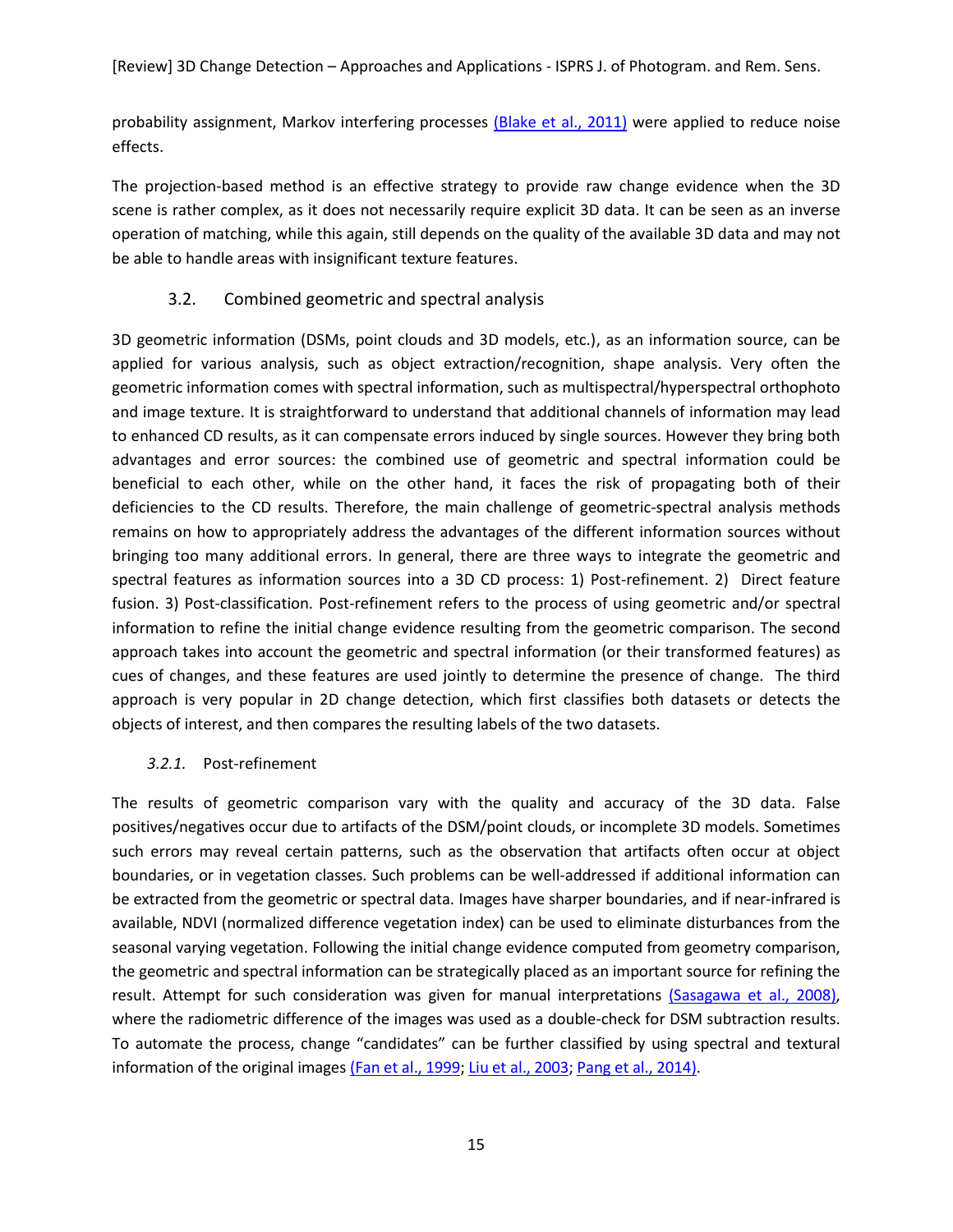probability assignment, Markov interfering processes (Blake et al., 2011) were applied to reduce noise effects.

The projection-based method is an effective strategy to provide raw change evidence when the 3D scene is rather complex, as it does not necessarily require explicit 3D data. It can be seen as an inverse operation of matching, while this again, still depends on the quality of the available 3D data and may not be able to handle areas with insignificant texture features.

## 3.2. Combined geometric and spectral analysis

3D geometric information (DSMs, point clouds and 3D models, etc.), as an information source, can be applied for various analysis, such as object extraction/recognition, shape analysis. Very often the geometric information comes with spectral information, such as multispectral/hyperspectral orthophoto and image texture. It is straightforward to understand that additional channels of information may lead to enhanced CD results, as it can compensate errors induced by single sources. However they bring both advantages and error sources: the combined use of geometric and spectral information could be beneficial to each other, while on the other hand, it faces the risk of propagating both of their deficiencies to the CD results. Therefore, the main challenge of geometric-spectral analysis methods remains on how to appropriately address the advantages of the different information sources without bringing too many additional errors. In general, there are three ways to integrate the geometric and spectral features as information sources into a 3D CD process: 1) Post-refinement. 2) Direct feature fusion. 3) Post-classification. Post-refinement refers to the process of using geometric and/or spectral information to refine the initial change evidence resulting from the geometric comparison. The second approach takes into account the geometric and spectral information (or their transformed features) as cues of changes, and these features are used jointly to determine the presence of change. The third approach is very popular in 2D change detection, which first classifies both datasets or detects the objects of interest, and then compares the resulting labels of the two datasets.

### *3.2.1.* Post-refinement

The results of geometric comparison vary with the quality and accuracy of the 3D data. False positives/negatives occur due to artifacts of the DSM/point clouds, or incomplete 3D models. Sometimes such errors may reveal certain patterns, such as the observation that artifacts often occur at object boundaries, or in vegetation classes. Such problems can be well-addressed if additional information can be extracted from the geometric or spectral data. Images have sharper boundaries, and if near-infrared is available, NDVI (normalized difference vegetation index) can be used to eliminate disturbances from the seasonal varying vegetation. Following the initial change evidence computed from geometry comparison, the geometric and spectral information can be strategically placed as an important source for refining the result. Attempt for such consideration was given for manual interpretations (Sasagawa et al., 2008), where the radiometric difference of the images was used as a double-check for DSM subtraction results. To automate the process, change "candidates" can be further classified by using spectral and textural information of the original images (Fan et al., 1999; Liu et al., 2003; Pang et al., 2014).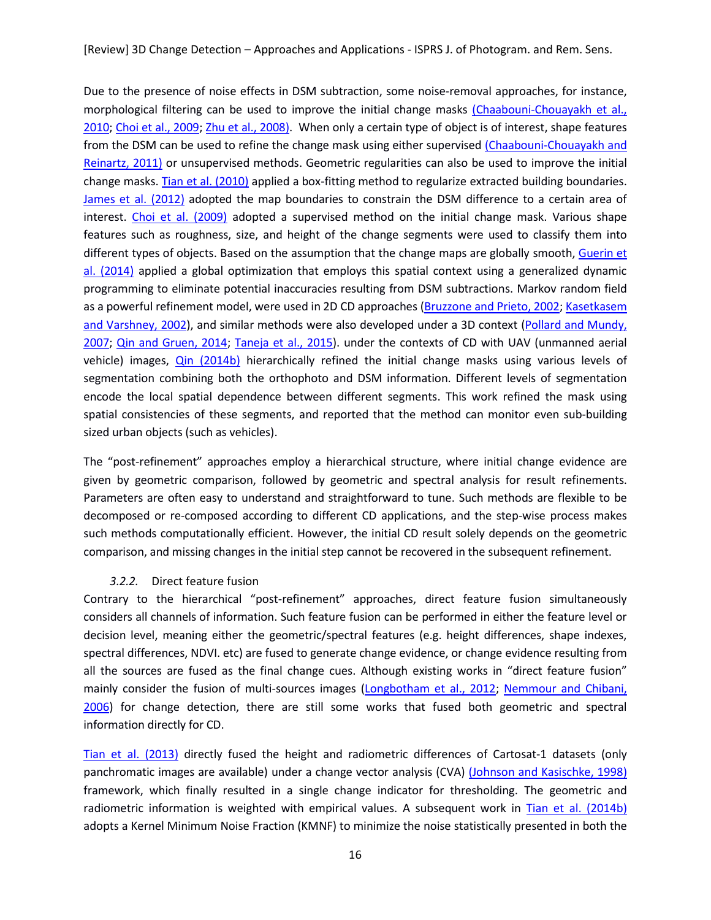Due to the presence of noise effects in DSM subtraction, some noise-removal approaches, for instance, morphological filtering can be used to improve the initial change masks (Chaabouni-Chouayakh et al., 2010; Choi et al., 2009; Zhu et al., 2008). When only a certain type of object is of interest, shape features from the DSM can be used to refine the change mask using either supervised (Chaabouni-Chouayakh and Reinartz, 2011) or unsupervised methods. Geometric regularities can also be used to improve the initial change masks. Tian et al. (2010) applied a box-fitting method to regularize extracted building boundaries. James et al. (2012) adopted the map boundaries to constrain the DSM difference to a certain area of interest. Choi et al. (2009) adopted a supervised method on the initial change mask. Various shape features such as roughness, size, and height of the change segments were used to classify them into different types of objects. Based on the assumption that the change maps are globally smooth, Guerin et al. (2014) applied a global optimization that employs this spatial context using a generalized dynamic programming to eliminate potential inaccuracies resulting from DSM subtractions. Markov random field as a powerful refinement model, were used in 2D CD approaches (Bruzzone and Prieto, 2002; Kasetkasem and Varshney, 2002), and similar methods were also developed under a 3D context (Pollard and Mundy, 2007; Qin and Gruen, 2014; Taneja et al., 2015). under the contexts of CD with UAV (unmanned aerial vehicle) images, Qin (2014b) hierarchically refined the initial change masks using various levels of segmentation combining both the orthophoto and DSM information. Different levels of segmentation encode the local spatial dependence between different segments. This work refined the mask using spatial consistencies of these segments, and reported that the method can monitor even sub-building sized urban objects (such as vehicles).

The "post-refinement" approaches employ a hierarchical structure, where initial change evidence are given by geometric comparison, followed by geometric and spectral analysis for result refinements. Parameters are often easy to understand and straightforward to tune. Such methods are flexible to be decomposed or re-composed according to different CD applications, and the step-wise process makes such methods computationally efficient. However, the initial CD result solely depends on the geometric comparison, and missing changes in the initial step cannot be recovered in the subsequent refinement.

### *3.2.2.* Direct feature fusion

Contrary to the hierarchical "post-refinement" approaches, direct feature fusion simultaneously considers all channels of information. Such feature fusion can be performed in either the feature level or decision level, meaning either the geometric/spectral features (e.g. height differences, shape indexes, spectral differences, NDVI. etc) are fused to generate change evidence, or change evidence resulting from all the sources are fused as the final change cues. Although existing works in "direct feature fusion" mainly consider the fusion of multi-sources images (Longbotham et al., 2012; Nemmour and Chibani, 2006) for change detection, there are still some works that fused both geometric and spectral information directly for CD.

Tian et al. (2013) directly fused the height and radiometric differences of Cartosat-1 datasets (only panchromatic images are available) under a change vector analysis (CVA) (Johnson and Kasischke, 1998) framework, which finally resulted in a single change indicator for thresholding. The geometric and radiometric information is weighted with empirical values. A subsequent work in Tian et al. (2014b) adopts a Kernel Minimum Noise Fraction (KMNF) to minimize the noise statistically presented in both the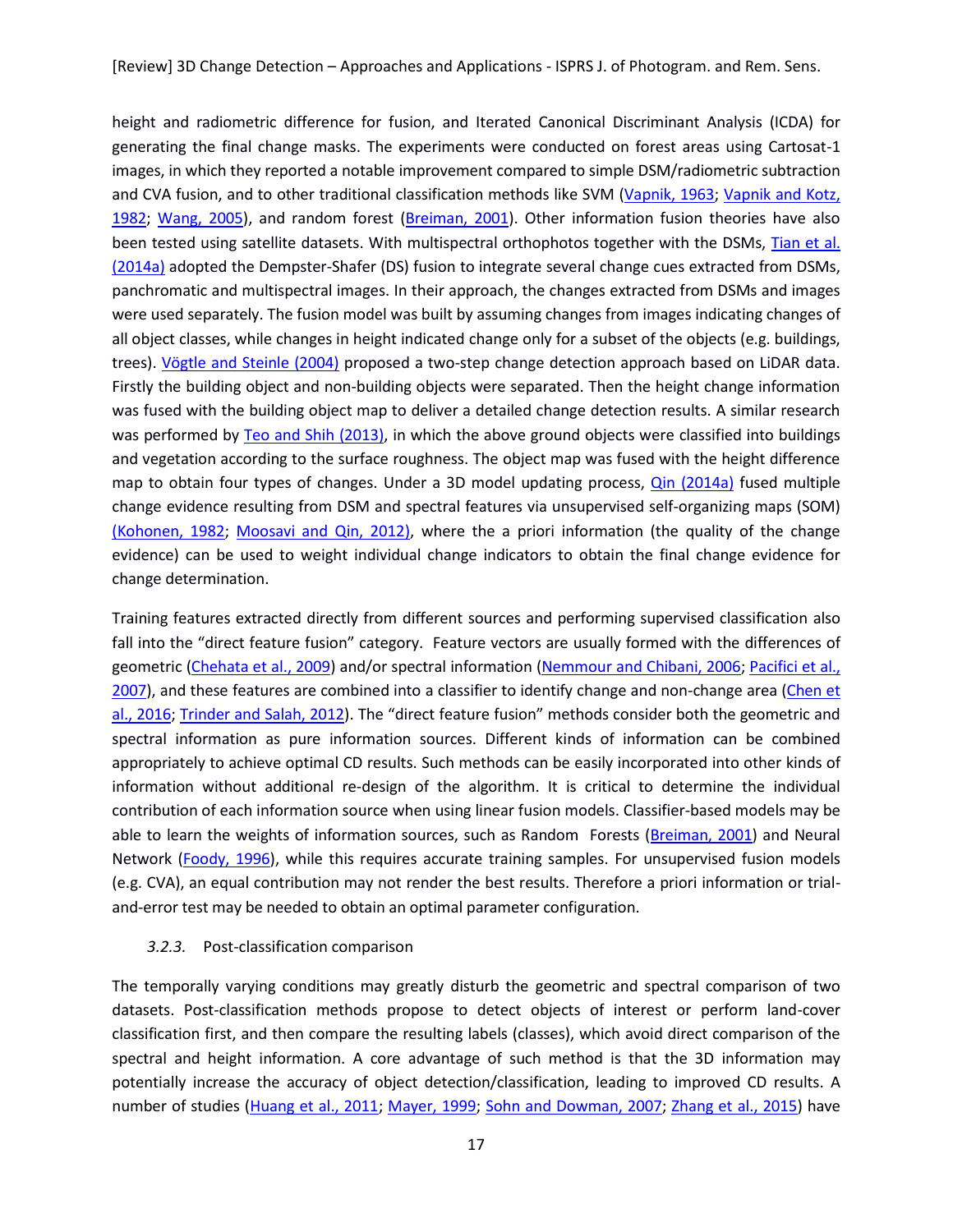height and radiometric difference for fusion, and Iterated Canonical Discriminant Analysis (ICDA) for generating the final change masks. The experiments were conducted on forest areas using Cartosat-1 images, in which they reported a notable improvement compared to simple DSM/radiometric subtraction and CVA fusion, and to other traditional classification methods like SVM (Vapnik, 1963; Vapnik and Kotz, 1982; Wang, 2005), and random forest (Breiman, 2001). Other information fusion theories have also been tested using satellite datasets. With multispectral orthophotos together with the DSMs, Tian et al. (2014a) adopted the Dempster-Shafer (DS) fusion to integrate several change cues extracted from DSMs, panchromatic and multispectral images. In their approach, the changes extracted from DSMs and images were used separately. The fusion model was built by assuming changes from images indicating changes of all object classes, while changes in height indicated change only for a subset of the objects (e.g. buildings, trees). Vögtle and Steinle (2004) proposed a two-step change detection approach based on LiDAR data. Firstly the building object and non-building objects were separated. Then the height change information was fused with the building object map to deliver a detailed change detection results. A similar research was performed by Teo and Shih (2013), in which the above ground objects were classified into buildings and vegetation according to the surface roughness. The object map was fused with the height difference map to obtain four types of changes. Under a 3D model updating process, Qin (2014a) fused multiple change evidence resulting from DSM and spectral features via unsupervised self-organizing maps (SOM) (Kohonen, 1982; Moosavi and Qin, 2012), where the a priori information (the quality of the change evidence) can be used to weight individual change indicators to obtain the final change evidence for change determination.

Training features extracted directly from different sources and performing supervised classification also fall into the "direct feature fusion" category. Feature vectors are usually formed with the differences of geometric (Chehata et al., 2009) and/or spectral information (Nemmour and Chibani, 2006; Pacifici et al., 2007), and these features are combined into a classifier to identify change and non-change area (Chen et al., 2016; Trinder and Salah, 2012). The "direct feature fusion" methods consider both the geometric and spectral information as pure information sources. Different kinds of information can be combined appropriately to achieve optimal CD results. Such methods can be easily incorporated into other kinds of information without additional re-design of the algorithm. It is critical to determine the individual contribution of each information source when using linear fusion models. Classifier-based models may be able to learn the weights of information sources, such as Random Forests (Breiman, 2001) and Neural Network (Foody, 1996), while this requires accurate training samples. For unsupervised fusion models (e.g. CVA), an equal contribution may not render the best results. Therefore a priori information or trial-and-error test may be needed to obtain an optimal parameter configuration.

### *3.2.3.* Post-classification comparison

The temporally varying conditions may greatly disturb the geometric and spectral comparison of two datasets. Post-classification methods propose to detect objects of interest or perform land-cover classification first, and then compare the resulting labels (classes), which avoid direct comparison of the spectral and height information. A core advantage of such method is that the 3D information may potentially increase the accuracy of object detection/classification, leading to improved CD results. A number of studies (Huang et al., 2011; Mayer, 1999; Sohn and Dowman, 2007; Zhang et al., 2015) have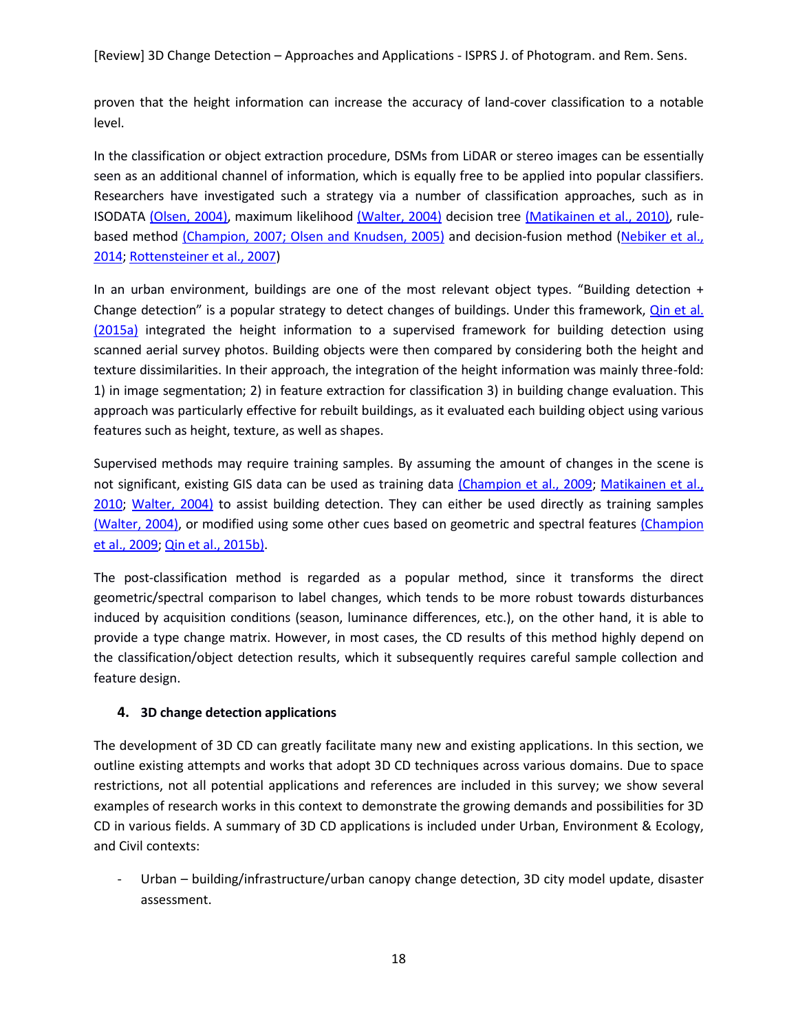proven that the height information can increase the accuracy of land-cover classification to a notable level.

In the classification or object extraction procedure, DSMs from LiDAR or stereo images can be essentially seen as an additional channel of information, which is equally free to be applied into popular classifiers. Researchers have investigated such a strategy via a number of classification approaches, such as in ISODATA (Olsen, 2004), maximum likelihood (Walter, 2004) decision tree (Matikainen et al., 2010), rule-based method (Champion, 2007; Olsen and Knudsen, 2005) and decision-fusion method (Nebiker et al., 2014; Rottensteiner et al., 2007)

In an urban environment, buildings are one of the most relevant object types. "Building detection + Change detection" is a popular strategy to detect changes of buildings. Under this framework, Qin et al. (2015a) integrated the height information to a supervised framework for building detection using scanned aerial survey photos. Building objects were then compared by considering both the height and texture dissimilarities. In their approach, the integration of the height information was mainly three-fold: 1) in image segmentation; 2) in feature extraction for classification 3) in building change evaluation. This approach was particularly effective for rebuilt buildings, as it evaluated each building object using various features such as height, texture, as well as shapes.

Supervised methods may require training samples. By assuming the amount of changes in the scene is not significant, existing GIS data can be used as training data (Champion et al., 2009; Matikainen et al., 2010; Walter, 2004) to assist building detection. They can either be used directly as training samples (Walter, 2004), or modified using some other cues based on geometric and spectral features (Champion et al., 2009; Qin et al., 2015b).

The post-classification method is regarded as a popular method, since it transforms the direct geometric/spectral comparison to label changes, which tends to be more robust towards disturbances induced by acquisition conditions (season, luminance differences, etc.), on the other hand, it is able to provide a type change matrix. However, in most cases, the CD results of this method highly depend on the classification/object detection results, which it subsequently requires careful sample collection and feature design.

## 4. 3D change detection applications

The development of 3D CD can greatly facilitate many new and existing applications. In this section, we outline existing attempts and works that adopt 3D CD techniques across various domains. Due to space restrictions, not all potential applications and references are included in this survey; we show several examples of research works in this context to demonstrate the growing demands and possibilities for 3D CD in various fields. A summary of 3D CD applications is included under Urban, Environment & Ecology, and Civil contexts:

- Urban – building/infrastructure/urban canopy change detection, 3D city model update, disaster assessment.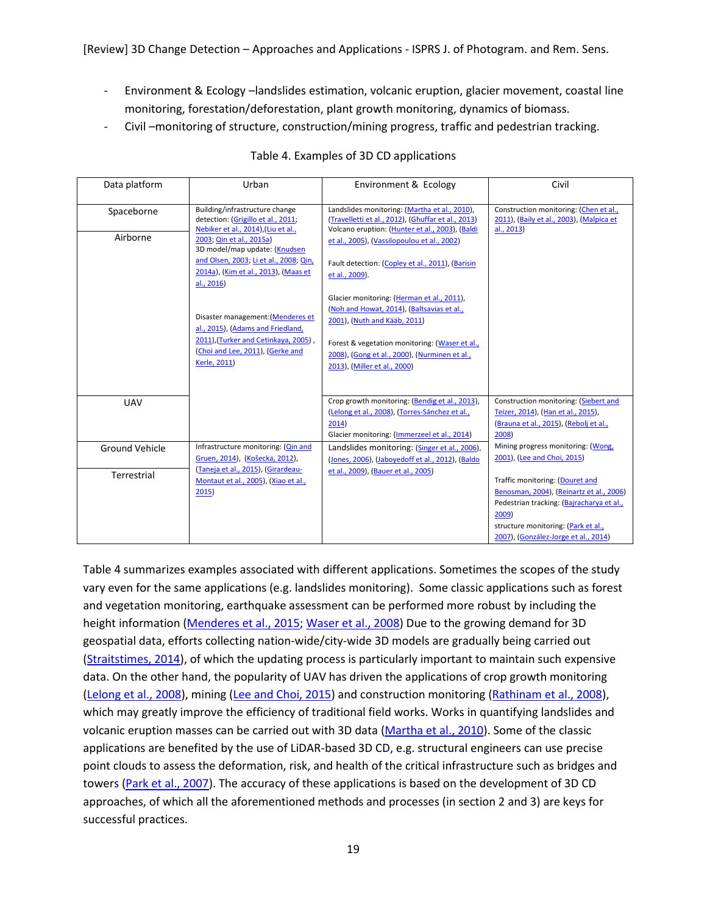- Environment & Ecology –landslides estimation, volcanic eruption, glacier movement, coastal line monitoring, forestation/deforestation, plant growth monitoring, dynamics of biomass.
- Civil –monitoring of structure, construction/mining progress, traffic and pedestrian tracking.

Table 4. Examples of 3D CD applications

| Data platform | Urban | Environment & Ecology | Civil |
|---|---|---|---|
| Spaceborne<br><br>Airborne | Building/infrastructure change detection: (Grigillo et al., 2011; Nebiker et al., 2014),(Liu et al., 2003; Qin et al., 2015a)<br>3D model/map update: (Knudsen and Olsen, 2003; Li et al., 2008; Qin, 2014a), (Kim et al., 2013), (Maas et al., 2016)<br><br>Disaster management:(Menderes et al., 2015), (Adams and Friedland, 2011),(Turker and Cetinkaya, 2005) , (Choi and Lee, 2011), (Gerke and Kerle, 2011) | Landslides monitoring: (Martha et al., 2010), (Travelletti et al., 2012), (Ghuffar et al., 2013)<br>Volcano eruption: (Hunter et al., 2003), (Baldi et al., 2005), (Vassilopoulou et al., 2002)<br><br>Fault detection: (Copley et al., 2011), (Barisin et al., 2009).<br><br>Glacier monitoring: (Herman et al., 2011), (Noh and Howat, 2014), (Baltsavias et al., 2001), (Nuth and Kääb, 2011)<br><br>Forest & vegetation monitoring: (Waser et al., 2008), (Gong et al., 2000), (Nurminen et al., 2013), (Miller et al., 2000) | Construction monitoring: (Chen et al., 2011), (Baily et al., 2003), (Malpica et al., 2013) |
| UAV | | Crop growth monitoring: (Bendig et al., 2013), (Lelong et al., 2008), (Torres-Sánchez et al., 2014)<br>Glacier monitoring: (Immerzeel et al., 2014) | Construction monitoring: (Siebert and Teizer, 2014), (Han et al., 2015), (Brauna et al., 2015), (Rebolj et al., 2008) |
| Ground Vehicle<br><br>Terrestrial | Infrastructure monitoring: (Qin and Gruen, 2014), (Košecka, 2012), (Taneja et al., 2015), (Girardeau-Montaut et al., 2005), (Xiao et al., 2015) | Landslides monitoring: (Singer et al., 2006), (Jones, 2006), (Jaboyedoff et al., 2012), (Baldo et al., 2009), (Bauer et al., 2005) | Mining progress monitoring: (Wong, 2001), (Lee and Choi, 2015)<br><br>Traffic monitoring: (Douret and Benosman, 2004), (Reinartz et al., 2006)<br>Pedestrian tracking: (Bajracharya et al., 2009)<br>structure monitoring: (Park et al., 2007), (González-Jorge et al., 2014) |

Table 4 summarizes examples associated with different applications. Sometimes the scopes of the study vary even for the same applications (e.g. landslides monitoring). Some classic applications such as forest and vegetation monitoring, earthquake assessment can be performed more robust by including the height information (Menderes et al., 2015; Waser et al., 2008) Due to the growing demand for 3D geospatial data, efforts collecting nation-wide/city-wide 3D models are gradually being carried out (Straitstimes, 2014), of which the updating process is particularly important to maintain such expensive data. On the other hand, the popularity of UAV has driven the applications of crop growth monitoring (Lelong et al., 2008), mining (Lee and Choi, 2015) and construction monitoring (Rathinam et al., 2008), which may greatly improve the efficiency of traditional field works. Works in quantifying landslides and volcanic eruption masses can be carried out with 3D data (Martha et al., 2010). Some of the classic applications are benefited by the use of LiDAR-based 3D CD, e.g. structural engineers can use precise point clouds to assess the deformation, risk, and health of the critical infrastructure such as bridges and towers (Park et al., 2007). The accuracy of these applications is based on the development of 3D CD approaches, of which all the aforementioned methods and processes (in section 2 and 3) are keys for successful practices.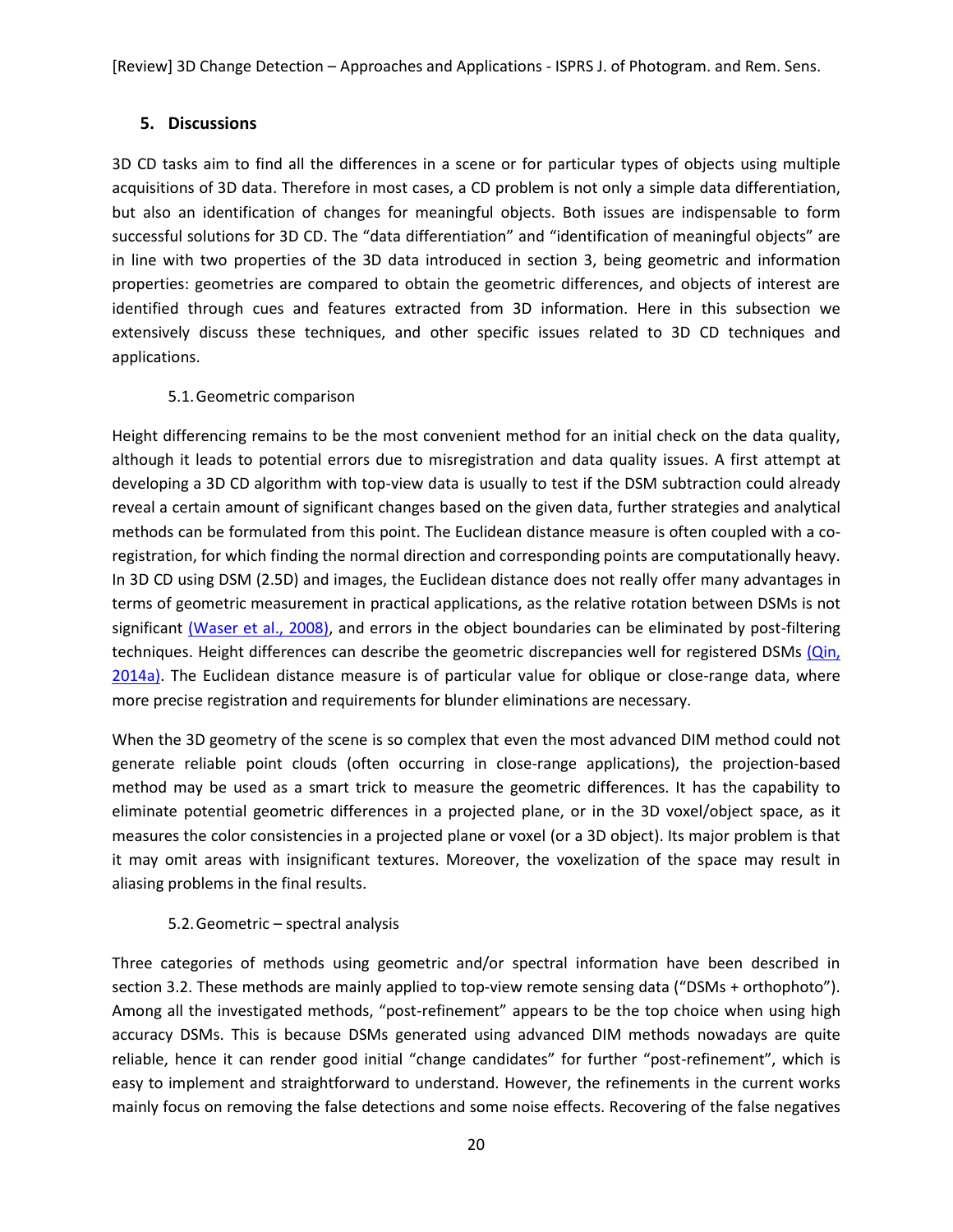## 5. Discussions

3D CD tasks aim to find all the differences in a scene or for particular types of objects using multiple acquisitions of 3D data. Therefore in most cases, a CD problem is not only a simple data differentiation, but also an identification of changes for meaningful objects. Both issues are indispensable to form successful solutions for 3D CD. The "data differentiation" and "identification of meaningful objects" are in line with two properties of the 3D data introduced in section 3, being geometric and information properties: geometries are compared to obtain the geometric differences, and objects of interest are identified through cues and features extracted from 3D information. Here in this subsection we extensively discuss these techniques, and other specific issues related to 3D CD techniques and applications.

### 5.1. Geometric comparison

Height differencing remains to be the most convenient method for an initial check on the data quality, although it leads to potential errors due to misregistration and data quality issues. A first attempt at developing a 3D CD algorithm with top-view data is usually to test if the DSM subtraction could already reveal a certain amount of significant changes based on the given data, further strategies and analytical methods can be formulated from this point. The Euclidean distance measure is often coupled with a co-registration, for which finding the normal direction and corresponding points are computationally heavy. In 3D CD using DSM (2.5D) and images, the Euclidean distance does not really offer many advantages in terms of geometric measurement in practical applications, as the relative rotation between DSMs is not significant (Waser et al., 2008), and errors in the object boundaries can be eliminated by post-filtering techniques. Height differences can describe the geometric discrepancies well for registered DSMs (Qin, 2014a). The Euclidean distance measure is of particular value for oblique or close-range data, where more precise registration and requirements for blunder eliminations are necessary.

When the 3D geometry of the scene is so complex that even the most advanced DIM method could not generate reliable point clouds (often occurring in close-range applications), the projection-based method may be used as a smart trick to measure the geometric differences. It has the capability to eliminate potential geometric differences in a projected plane, or in the 3D voxel/object space, as it measures the color consistencies in a projected plane or voxel (or a 3D object). Its major problem is that it may omit areas with insignificant textures. Moreover, the voxelization of the space may result in aliasing problems in the final results.

### 5.2. Geometric – spectral analysis

Three categories of methods using geometric and/or spectral information have been described in section 3.2. These methods are mainly applied to top-view remote sensing data ("DSMs + orthophoto"). Among all the investigated methods, "post-refinement" appears to be the top choice when using high accuracy DSMs. This is because DSMs generated using advanced DIM methods nowadays are quite reliable, hence it can render good initial "change candidates" for further "post-refinement", which is easy to implement and straightforward to understand. However, the refinements in the current works mainly focus on removing the false detections and some noise effects. Recovering of the false negatives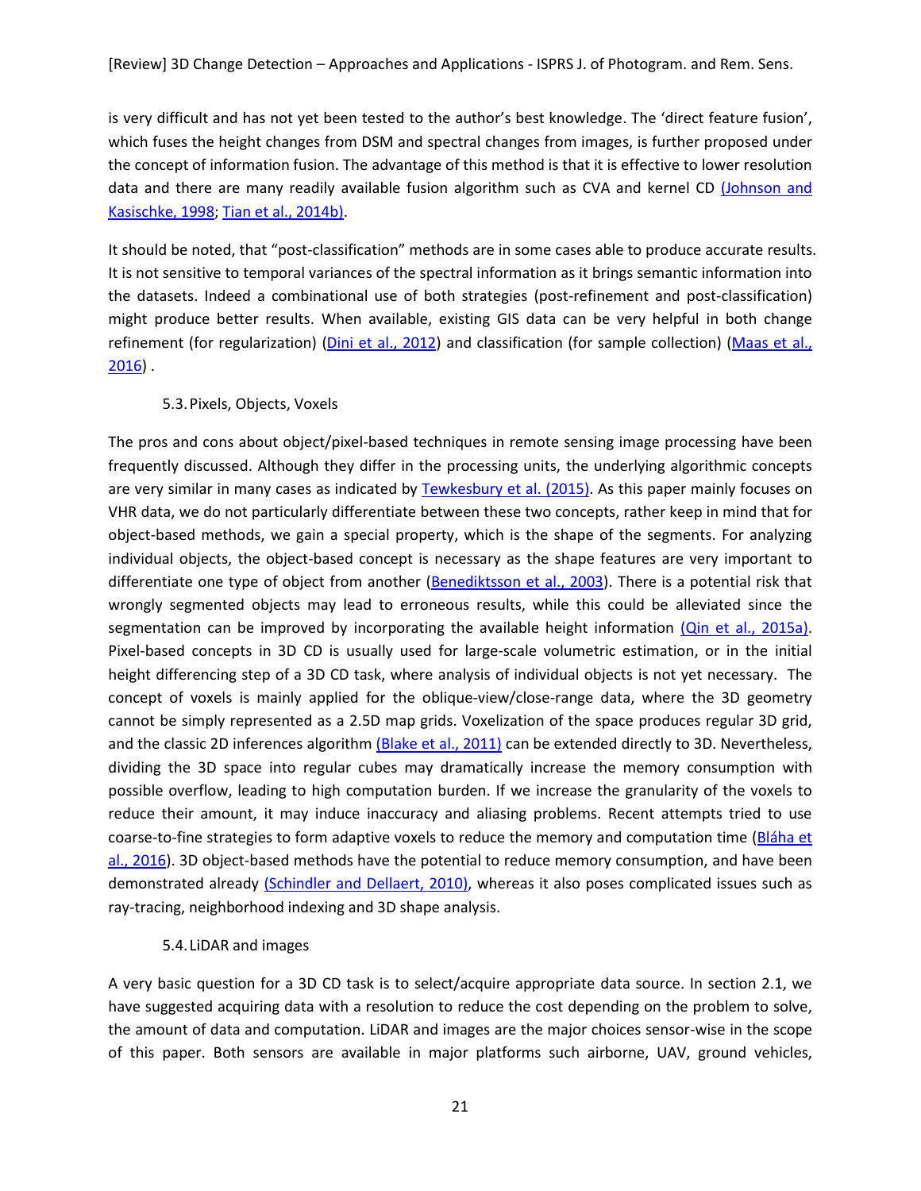is very difficult and has not yet been tested to the author's best knowledge. The 'direct feature fusion', which fuses the height changes from DSM and spectral changes from images, is further proposed under the concept of information fusion. The advantage of this method is that it is effective to lower resolution data and there are many readily available fusion algorithm such as CVA and kernel CD (Johnson and Kasischke, 1998; Tian et al., 2014b).

It should be noted, that "post-classification" methods are in some cases able to produce accurate results. It is not sensitive to temporal variances of the spectral information as it brings semantic information into the datasets. Indeed a combinational use of both strategies (post-refinement and post-classification) might produce better results. When available, existing GIS data can be very helpful in both change refinement (for regularization) (Dini et al., 2012) and classification (for sample collection) (Maas et al., 2016) .

### 5.3. Pixels, Objects, Voxels

The pros and cons about object/pixel-based techniques in remote sensing image processing have been frequently discussed. Although they differ in the processing units, the underlying algorithmic concepts are very similar in many cases as indicated by Tewkesbury et al. (2015). As this paper mainly focuses on VHR data, we do not particularly differentiate between these two concepts, rather keep in mind that for object-based methods, we gain a special property, which is the shape of the segments. For analyzing individual objects, the object-based concept is necessary as the shape features are very important to differentiate one type of object from another (Benediktsson et al., 2003). There is a potential risk that wrongly segmented objects may lead to erroneous results, while this could be alleviated since the segmentation can be improved by incorporating the available height information (Qin et al., 2015a). Pixel-based concepts in 3D CD is usually used for large-scale volumetric estimation, or in the initial height differencing step of a 3D CD task, where analysis of individual objects is not yet necessary. The concept of voxels is mainly applied for the oblique-view/close-range data, where the 3D geometry cannot be simply represented as a 2.5D map grids. Voxelization of the space produces regular 3D grid, and the classic 2D inferences algorithm (Blake et al., 2011) can be extended directly to 3D. Nevertheless, dividing the 3D space into regular cubes may dramatically increase the memory consumption with possible overflow, leading to high computation burden. If we increase the granularity of the voxels to reduce their amount, it may induce inaccuracy and aliasing problems. Recent attempts tried to use coarse-to-fine strategies to form adaptive voxels to reduce the memory and computation time (Bláha et al., 2016). 3D object-based methods have the potential to reduce memory consumption, and have been demonstrated already (Schindler and Dellaert, 2010), whereas it also poses complicated issues such as ray-tracing, neighborhood indexing and 3D shape analysis.

### 5.4. LiDAR and images

A very basic question for a 3D CD task is to select/acquire appropriate data source. In section 2.1, we have suggested acquiring data with a resolution to reduce the cost depending on the problem to solve, the amount of data and computation. LiDAR and images are the major choices sensor-wise in the scope of this paper. Both sensors are available in major platforms such airborne, UAV, ground vehicles,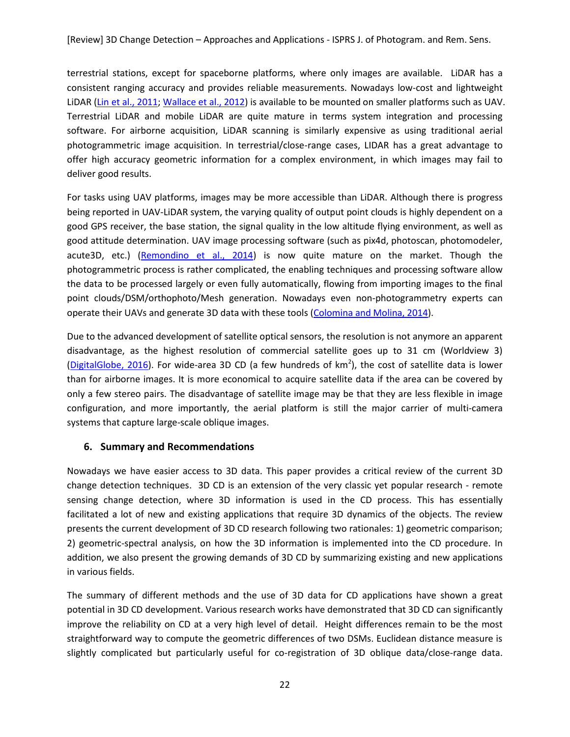terrestrial stations, except for spaceborne platforms, where only images are available. LiDAR has a consistent ranging accuracy and provides reliable measurements. Nowadays low-cost and lightweight LiDAR (Lin et al., 2011; Wallace et al., 2012) is available to be mounted on smaller platforms such as UAV. Terrestrial LiDAR and mobile LiDAR are quite mature in terms system integration and processing software. For airborne acquisition, LiDAR scanning is similarly expensive as using traditional aerial photogrammetric image acquisition. In terrestrial/close-range cases, LIDAR has a great advantage to offer high accuracy geometric information for a complex environment, in which images may fail to deliver good results.

For tasks using UAV platforms, images may be more accessible than LiDAR. Although there is progress being reported in UAV-LiDAR system, the varying quality of output point clouds is highly dependent on a good GPS receiver, the base station, the signal quality in the low altitude flying environment, as well as good attitude determination. UAV image processing software (such as pix4d, photoscan, photomodeler, acute3D, etc.) (Remondino et al., 2014) is now quite mature on the market. Though the photogrammetric process is rather complicated, the enabling techniques and processing software allow the data to be processed largely or even fully automatically, flowing from importing images to the final point clouds/DSM/orthophoto/Mesh generation. Nowadays even non-photogrammetry experts can operate their UAVs and generate 3D data with these tools (Colomina and Molina, 2014).

Due to the advanced development of satellite optical sensors, the resolution is not anymore an apparent disadvantage, as the highest resolution of commercial satellite goes up to 31 cm (Worldview 3) (DigitalGlobe, 2016). For wide-area 3D CD (a few hundreds of km$^2$), the cost of satellite data is lower than for airborne images. It is more economical to acquire satellite data if the area can be covered by only a few stereo pairs. The disadvantage of satellite image may be that they are less flexible in image configuration, and more importantly, the aerial platform is still the major carrier of multi-camera systems that capture large-scale oblique images.

## 6. Summary and Recommendations

Nowadays we have easier access to 3D data. This paper provides a critical review of the current 3D change detection techniques. 3D CD is an extension of the very classic yet popular research - remote sensing change detection, where 3D information is used in the CD process. This has essentially facilitated a lot of new and existing applications that require 3D dynamics of the objects. The review presents the current development of 3D CD research following two rationales: 1) geometric comparison; 2) geometric-spectral analysis, on how the 3D information is implemented into the CD procedure. In addition, we also present the growing demands of 3D CD by summarizing existing and new applications in various fields.

The summary of different methods and the use of 3D data for CD applications have shown a great potential in 3D CD development. Various research works have demonstrated that 3D CD can significantly improve the reliability on CD at a very high level of detail. Height differences remain to be the most straightforward way to compute the geometric differences of two DSMs. Euclidean distance measure is slightly complicated but particularly useful for co-registration of 3D oblique data/close-range data.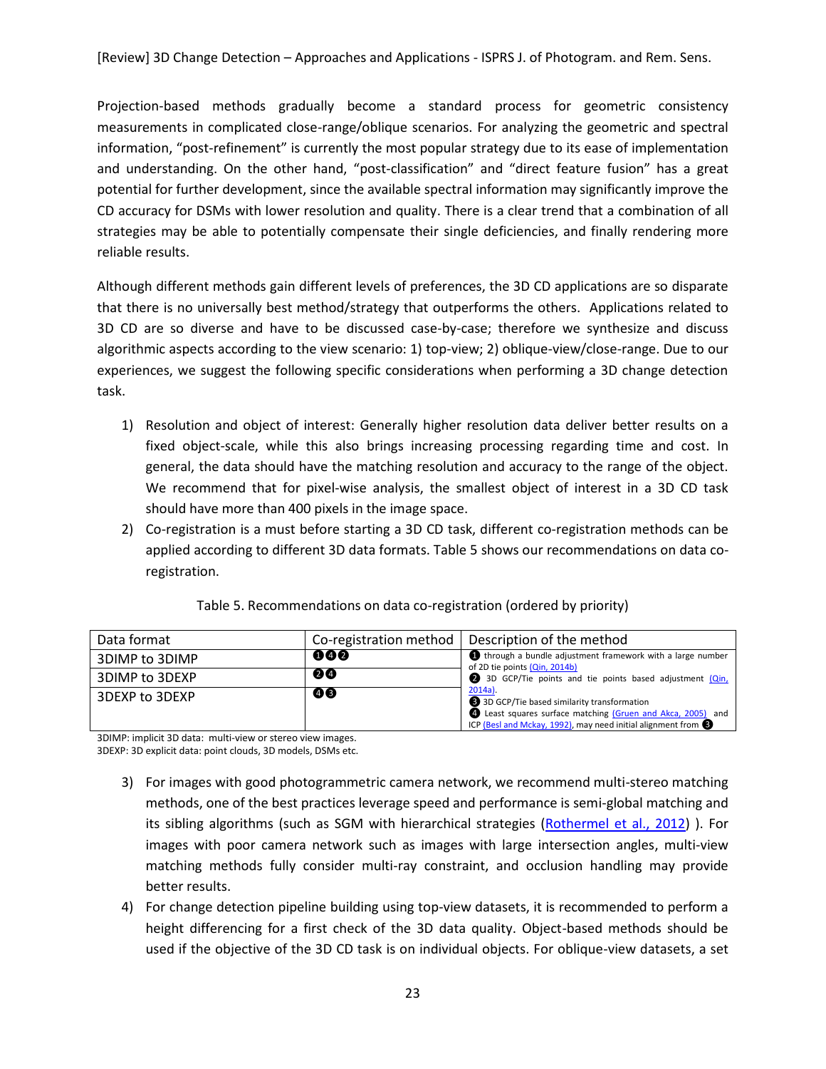Projection-based methods gradually become a standard process for geometric consistency measurements in complicated close-range/oblique scenarios. For analyzing the geometric and spectral information, "post-refinement" is currently the most popular strategy due to its ease of implementation and understanding. On the other hand, "post-classification" and "direct feature fusion" has a great potential for further development, since the available spectral information may significantly improve the CD accuracy for DSMs with lower resolution and quality. There is a clear trend that a combination of all strategies may be able to potentially compensate their single deficiencies, and finally rendering more reliable results.

Although different methods gain different levels of preferences, the 3D CD applications are so disparate that there is no universally best method/strategy that outperforms the others. Applications related to 3D CD are so diverse and have to be discussed case-by-case; therefore we synthesize and discuss algorithmic aspects according to the view scenario: 1) top-view; 2) oblique-view/close-range. Due to our experiences, we suggest the following specific considerations when performing a 3D change detection task.

1) Resolution and object of interest: Generally higher resolution data deliver better results on a fixed object-scale, while this also brings increasing processing regarding time and cost. In general, the data should have the matching resolution and accuracy to the range of the object. We recommend that for pixel-wise analysis, the smallest object of interest in a 3D CD task should have more than 400 pixels in the image space.
2) Co-registration is a must before starting a 3D CD task, different co-registration methods can be applied according to different 3D data formats. Table 5 shows our recommendations on data co-registration.

Table 5. Recommendations on data co-registration (ordered by priority)

| Data format | Co-registration method | Description of the method |
| --- | --- | --- |
| 3DIMP to 3DIMP | ❶❹❷ | ❶ through a bundle adjustment framework with a large number of 2D tie points (Qin, 2014b)<br>❷ 3D GCP/Tie points and tie points based adjustment (Qin, 2014a).<br>❸ 3D GCP/Tie based similarity transformation<br>❹ Least squares surface matching (Gruen and Akca, 2005) and ICP (Besl and Mckay, 1992), may need initial alignment from ❸ |
| 3DIMP to 3DEXP | ❷❹ | |
| 3DEXP to 3DEXP | ❹❸ | |

3DIMP: implicit 3D data: multi-view or stereo view images.
3DEXP: 3D explicit data: point clouds, 3D models, DSMs etc.

3) For images with good photogrammetric camera network, we recommend multi-stereo matching methods, one of the best practices leverage speed and performance is semi-global matching and its sibling algorithms (such as SGM with hierarchical strategies (Rothermel et al., 2012) ). For images with poor camera network such as images with large intersection angles, multi-view matching methods fully consider multi-ray constraint, and occlusion handling may provide better results.
4) For change detection pipeline building using top-view datasets, it is recommended to perform a height differencing for a first check of the 3D data quality. Object-based methods should be used if the objective of the 3D CD task is on individual objects. For oblique-view datasets, a set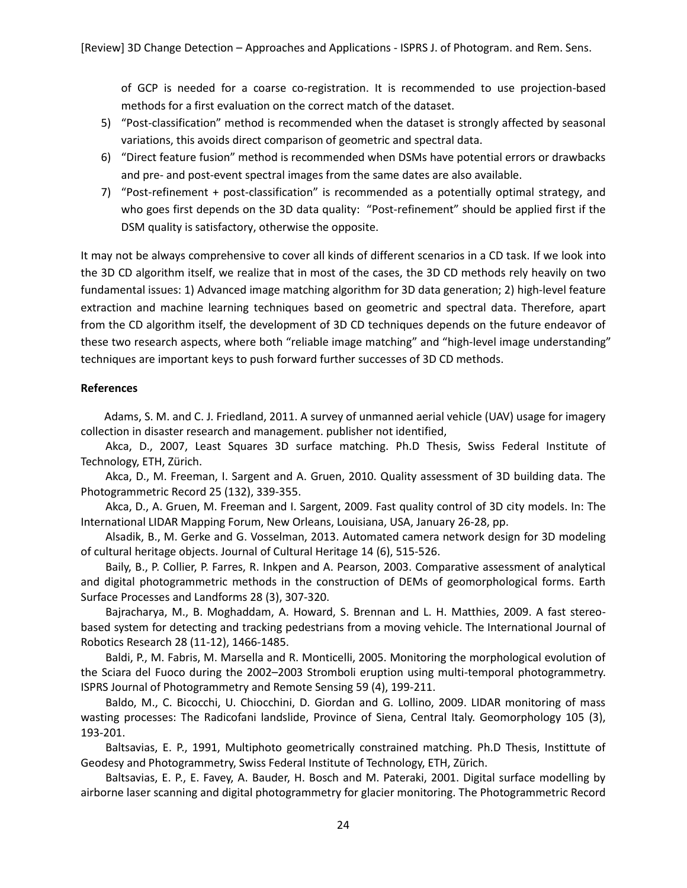of GCP is needed for a coarse co-registration. It is recommended to use projection-based methods for a first evaluation on the correct match of the dataset.

5) "Post-classification" method is recommended when the dataset is strongly affected by seasonal variations, this avoids direct comparison of geometric and spectral data.
6) "Direct feature fusion" method is recommended when DSMs have potential errors or drawbacks and pre- and post-event spectral images from the same dates are also available.
7) "Post-refinement + post-classification" is recommended as a potentially optimal strategy, and who goes first depends on the 3D data quality: "Post-refinement" should be applied first if the DSM quality is satisfactory, otherwise the opposite.

It may not be always comprehensive to cover all kinds of different scenarios in a CD task. If we look into the 3D CD algorithm itself, we realize that in most of the cases, the 3D CD methods rely heavily on two fundamental issues: 1) Advanced image matching algorithm for 3D data generation; 2) high-level feature extraction and machine learning techniques based on geometric and spectral data. Therefore, apart from the CD algorithm itself, the development of 3D CD techniques depends on the future endeavor of these two research aspects, where both "reliable image matching" and "high-level image understanding" techniques are important keys to push forward further successes of 3D CD methods.

**References**

Adams, S. M. and C. J. Friedland, 2011. A survey of unmanned aerial vehicle (UAV) usage for imagery collection in disaster research and management. publisher not identified,

Akca, D., 2007, Least Squares 3D surface matching. Ph.D Thesis, Swiss Federal Institute of Technology, ETH, Zürich.

Akca, D., M. Freeman, I. Sargent and A. Gruen, 2010. Quality assessment of 3D building data. The Photogrammetric Record 25 (132), 339-355.

Akca, D., A. Gruen, M. Freeman and I. Sargent, 2009. Fast quality control of 3D city models. In: The International LIDAR Mapping Forum, New Orleans, Louisiana, USA, January 26-28, pp.

Alsadik, B., M. Gerke and G. Vosselman, 2013. Automated camera network design for 3D modeling of cultural heritage objects. Journal of Cultural Heritage 14 (6), 515-526.

Baily, B., P. Collier, P. Farres, R. Inkpen and A. Pearson, 2003. Comparative assessment of analytical and digital photogrammetric methods in the construction of DEMs of geomorphological forms. Earth Surface Processes and Landforms 28 (3), 307-320.

Bajracharya, M., B. Moghaddam, A. Howard, S. Brennan and L. H. Matthies, 2009. A fast stereo-based system for detecting and tracking pedestrians from a moving vehicle. The International Journal of Robotics Research 28 (11-12), 1466-1485.

Baldi, P., M. Fabris, M. Marsella and R. Monticelli, 2005. Monitoring the morphological evolution of the Sciara del Fuoco during the 2002–2003 Stromboli eruption using multi-temporal photogrammetry. ISPRS Journal of Photogrammetry and Remote Sensing 59 (4), 199-211.

Baldo, M., C. Bicocchi, U. Chiocchini, D. Giordan and G. Lollino, 2009. LIDAR monitoring of mass wasting processes: The Radicofani landslide, Province of Siena, Central Italy. Geomorphology 105 (3), 193-201.

Baltsavias, E. P., 1991, Multiphoto geometrically constrained matching. Ph.D Thesis, Instittute of Geodesy and Photogrammetry, Swiss Federal Institute of Technology, ETH, Zürich.

Baltsavias, E. P., E. Favey, A. Bauder, H. Bosch and M. Pateraki, 2001. Digital surface modelling by airborne laser scanning and digital photogrammetry for glacier monitoring. The Photogrammetric Record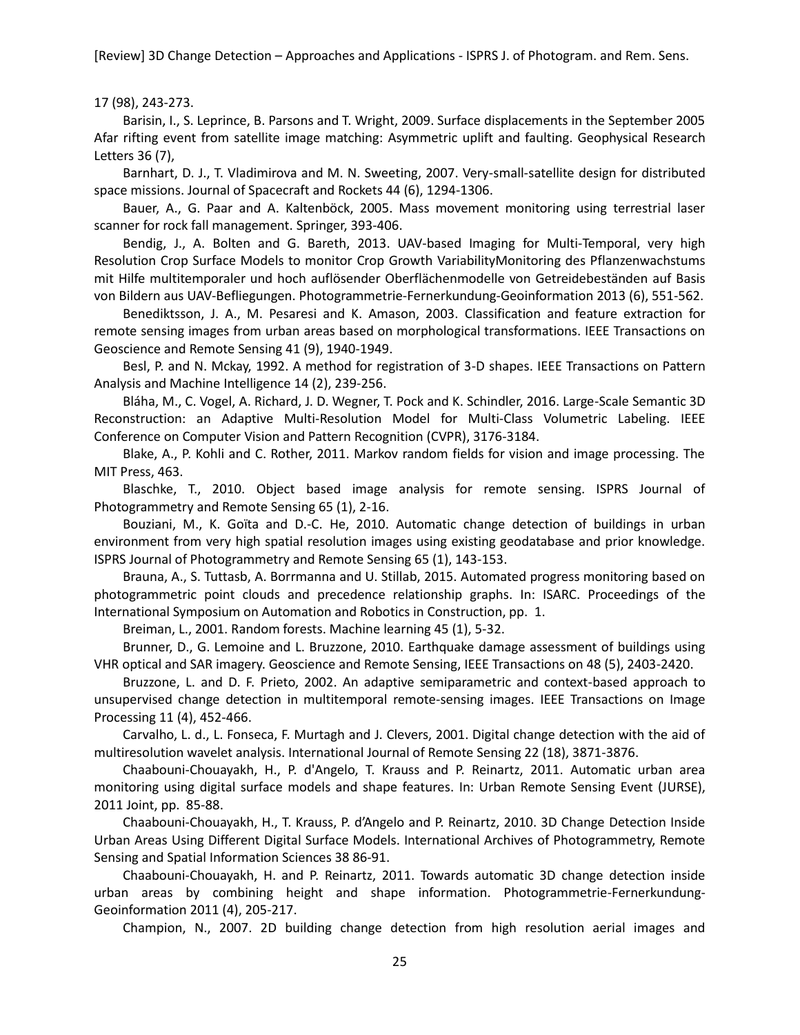17 (98), 243-273.

Barisin, I., S. Leprince, B. Parsons and T. Wright, 2009. Surface displacements in the September 2005 Afar rifting event from satellite image matching: Asymmetric uplift and faulting. Geophysical Research Letters 36 (7),

Barnhart, D. J., T. Vladimirova and M. N. Sweeting, 2007. Very-small-satellite design for distributed space missions. Journal of Spacecraft and Rockets 44 (6), 1294-1306.

Bauer, A., G. Paar and A. Kaltenböck, 2005. Mass movement monitoring using terrestrial laser scanner for rock fall management. Springer, 393-406.

Bendig, J., A. Bolten and G. Bareth, 2013. UAV-based Imaging for Multi-Temporal, very high Resolution Crop Surface Models to monitor Crop Growth VariabilityMonitoring des Pflanzenwachstums mit Hilfe multitemporaler und hoch auflösender Oberflächenmodelle von Getreidebeständen auf Basis von Bildern aus UAV-Befliegungen. Photogrammetrie-Fernerkundung-Geoinformation 2013 (6), 551-562.

Benediktsson, J. A., M. Pesaresi and K. Amason, 2003. Classification and feature extraction for remote sensing images from urban areas based on morphological transformations. IEEE Transactions on Geoscience and Remote Sensing 41 (9), 1940-1949.

Besl, P. and N. Mckay, 1992. A method for registration of 3-D shapes. IEEE Transactions on Pattern Analysis and Machine Intelligence 14 (2), 239-256.

Bláha, M., C. Vogel, A. Richard, J. D. Wegner, T. Pock and K. Schindler, 2016. Large-Scale Semantic 3D Reconstruction: an Adaptive Multi-Resolution Model for Multi-Class Volumetric Labeling. IEEE Conference on Computer Vision and Pattern Recognition (CVPR), 3176-3184.

Blake, A., P. Kohli and C. Rother, 2011. Markov random fields for vision and image processing. The MIT Press, 463.

Blaschke, T., 2010. Object based image analysis for remote sensing. ISPRS Journal of Photogrammetry and Remote Sensing 65 (1), 2-16.

Bouziani, M., K. Goïta and D.-C. He, 2010. Automatic change detection of buildings in urban environment from very high spatial resolution images using existing geodatabase and prior knowledge. ISPRS Journal of Photogrammetry and Remote Sensing 65 (1), 143-153.

Brauna, A., S. Tuttasb, A. Borrmanna and U. Stillab, 2015. Automated progress monitoring based on photogrammetric point clouds and precedence relationship graphs. In: ISARC. Proceedings of the International Symposium on Automation and Robotics in Construction, pp. 1.

Breiman, L., 2001. Random forests. Machine learning 45 (1), 5-32.

Brunner, D., G. Lemoine and L. Bruzzone, 2010. Earthquake damage assessment of buildings using VHR optical and SAR imagery. Geoscience and Remote Sensing, IEEE Transactions on 48 (5), 2403-2420.

Bruzzone, L. and D. F. Prieto, 2002. An adaptive semiparametric and context-based approach to unsupervised change detection in multitemporal remote-sensing images. IEEE Transactions on Image Processing 11 (4), 452-466.

Carvalho, L. d., L. Fonseca, F. Murtagh and J. Clevers, 2001. Digital change detection with the aid of multiresolution wavelet analysis. International Journal of Remote Sensing 22 (18), 3871-3876.

Chaabouni-Chouayakh, H., P. d'Angelo, T. Krauss and P. Reinartz, 2011. Automatic urban area monitoring using digital surface models and shape features. In: Urban Remote Sensing Event (JURSE), 2011 Joint, pp. 85-88.

Chaabouni-Chouayakh, H., T. Krauss, P. d'Angelo and P. Reinartz, 2010. 3D Change Detection Inside Urban Areas Using Different Digital Surface Models. International Archives of Photogrammetry, Remote Sensing and Spatial Information Sciences 38 86-91.

Chaabouni-Chouayakh, H. and P. Reinartz, 2011. Towards automatic 3D change detection inside urban areas by combining height and shape information. Photogrammetrie-Fernerkundung-Geoinformation 2011 (4), 205-217.

Champion, N., 2007. 2D building change detection from high resolution aerial images and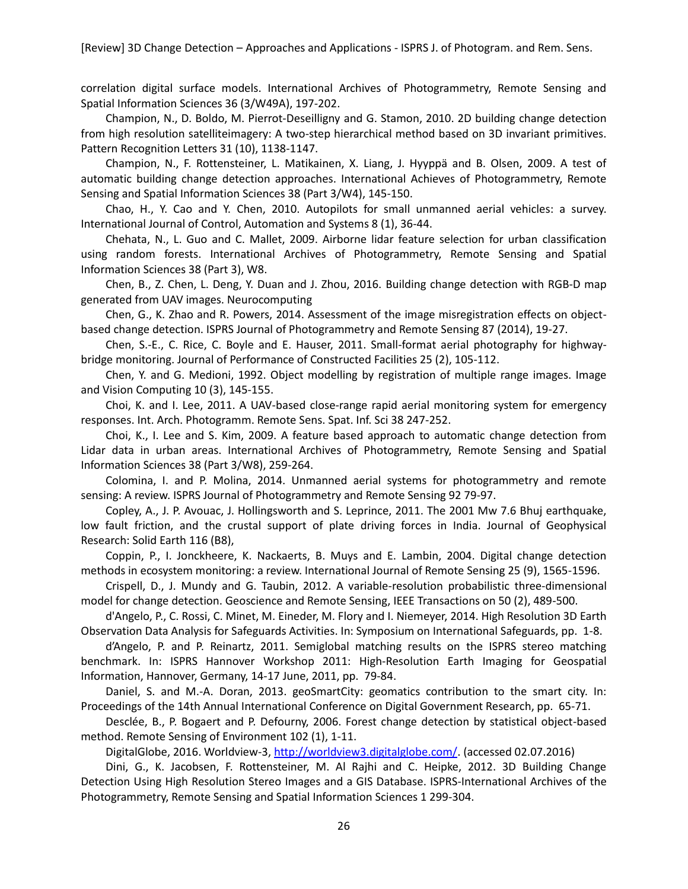correlation digital surface models. International Archives of Photogrammetry, Remote Sensing and Spatial Information Sciences 36 (3/W49A), 197-202.

Champion, N., D. Boldo, M. Pierrot-Deseilligny and G. Stamon, 2010. 2D building change detection from high resolution satelliteimagery: A two-step hierarchical method based on 3D invariant primitives. Pattern Recognition Letters 31 (10), 1138-1147.

Champion, N., F. Rottensteiner, L. Matikainen, X. Liang, J. Hyyppä and B. Olsen, 2009. A test of automatic building change detection approaches. International Achieves of Photogrammetry, Remote Sensing and Spatial Information Sciences 38 (Part 3/W4), 145-150.

Chao, H., Y. Cao and Y. Chen, 2010. Autopilots for small unmanned aerial vehicles: a survey. International Journal of Control, Automation and Systems 8 (1), 36-44.

Chehata, N., L. Guo and C. Mallet, 2009. Airborne lidar feature selection for urban classification using random forests. International Archives of Photogrammetry, Remote Sensing and Spatial Information Sciences 38 (Part 3), W8.

Chen, B., Z. Chen, L. Deng, Y. Duan and J. Zhou, 2016. Building change detection with RGB-D map generated from UAV images. Neurocomputing

Chen, G., K. Zhao and R. Powers, 2014. Assessment of the image misregistration effects on object-based change detection. ISPRS Journal of Photogrammetry and Remote Sensing 87 (2014), 19-27.

Chen, S.-E., C. Rice, C. Boyle and E. Hauser, 2011. Small-format aerial photography for highway-bridge monitoring. Journal of Performance of Constructed Facilities 25 (2), 105-112.

Chen, Y. and G. Medioni, 1992. Object modelling by registration of multiple range images. Image and Vision Computing 10 (3), 145-155.

Choi, K. and I. Lee, 2011. A UAV-based close-range rapid aerial monitoring system for emergency responses. Int. Arch. Photogramm. Remote Sens. Spat. Inf. Sci 38 247-252.

Choi, K., I. Lee and S. Kim, 2009. A feature based approach to automatic change detection from Lidar data in urban areas. International Archives of Photogrammetry, Remote Sensing and Spatial Information Sciences 38 (Part 3/W8), 259-264.

Colomina, I. and P. Molina, 2014. Unmanned aerial systems for photogrammetry and remote sensing: A review. ISPRS Journal of Photogrammetry and Remote Sensing 92 79-97.

Copley, A., J. P. Avouac, J. Hollingsworth and S. Leprince, 2011. The 2001 Mw 7.6 Bhuj earthquake, low fault friction, and the crustal support of plate driving forces in India. Journal of Geophysical Research: Solid Earth 116 (B8),

Coppin, P., I. Jonckheere, K. Nackaerts, B. Muys and E. Lambin, 2004. Digital change detection methods in ecosystem monitoring: a review. International Journal of Remote Sensing 25 (9), 1565-1596.

Crispell, D., J. Mundy and G. Taubin, 2012. A variable-resolution probabilistic three-dimensional model for change detection. Geoscience and Remote Sensing, IEEE Transactions on 50 (2), 489-500.

d'Angelo, P., C. Rossi, C. Minet, M. Eineder, M. Flory and I. Niemeyer, 2014. High Resolution 3D Earth Observation Data Analysis for Safeguards Activities. In: Symposium on International Safeguards, pp. 1-8.

d'Angelo, P. and P. Reinartz, 2011. Semiglobal matching results on the ISPRS stereo matching benchmark. In: ISPRS Hannover Workshop 2011: High-Resolution Earth Imaging for Geospatial Information, Hannover, Germany, 14-17 June, 2011, pp. 79-84.

Daniel, S. and M.-A. Doran, 2013. geoSmartCity: geomatics contribution to the smart city. In: Proceedings of the 14th Annual International Conference on Digital Government Research, pp. 65-71.

Desclée, B., P. Bogaert and P. Defourny, 2006. Forest change detection by statistical object-based method. Remote Sensing of Environment 102 (1), 1-11.

DigitalGlobe, 2016. Worldview-3, http://worldview3.digitalglobe.com/. (accessed 02.07.2016)

Dini, G., K. Jacobsen, F. Rottensteiner, M. Al Rajhi and C. Heipke, 2012. 3D Building Change Detection Using High Resolution Stereo Images and a GIS Database. ISPRS-International Archives of the Photogrammetry, Remote Sensing and Spatial Information Sciences 1 299-304.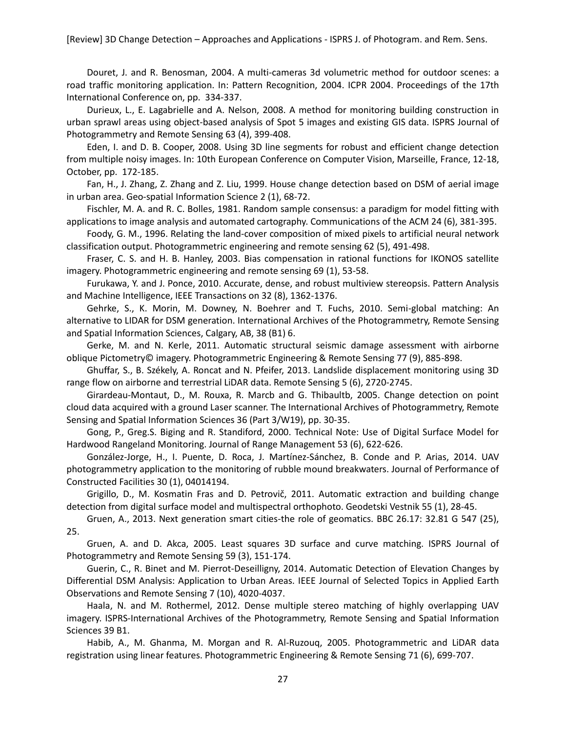Douret, J. and R. Benosman, 2004. A multi-cameras 3d volumetric method for outdoor scenes: a road traffic monitoring application. In: Pattern Recognition, 2004. ICPR 2004. Proceedings of the 17th International Conference on, pp. 334-337.

Durieux, L., E. Lagabrielle and A. Nelson, 2008. A method for monitoring building construction in urban sprawl areas using object-based analysis of Spot 5 images and existing GIS data. ISPRS Journal of Photogrammetry and Remote Sensing 63 (4), 399-408.

Eden, I. and D. B. Cooper, 2008. Using 3D line segments for robust and efficient change detection from multiple noisy images. In: 10th European Conference on Computer Vision, Marseille, France, 12-18, October, pp. 172-185.

Fan, H., J. Zhang, Z. Zhang and Z. Liu, 1999. House change detection based on DSM of aerial image in urban area. Geo-spatial Information Science 2 (1), 68-72.

Fischler, M. A. and R. C. Bolles, 1981. Random sample consensus: a paradigm for model fitting with applications to image analysis and automated cartography. Communications of the ACM 24 (6), 381-395.

Foody, G. M., 1996. Relating the land-cover composition of mixed pixels to artificial neural network classification output. Photogrammetric engineering and remote sensing 62 (5), 491-498.

Fraser, C. S. and H. B. Hanley, 2003. Bias compensation in rational functions for IKONOS satellite imagery. Photogrammetric engineering and remote sensing 69 (1), 53-58.

Furukawa, Y. and J. Ponce, 2010. Accurate, dense, and robust multiview stereopsis. Pattern Analysis and Machine Intelligence, IEEE Transactions on 32 (8), 1362-1376.

Gehrke, S., K. Morin, M. Downey, N. Boehrer and T. Fuchs, 2010. Semi-global matching: An alternative to LIDAR for DSM generation. International Archives of the Photogrammetry, Remote Sensing and Spatial Information Sciences, Calgary, AB, 38 (B1) 6.

Gerke, M. and N. Kerle, 2011. Automatic structural seismic damage assessment with airborne oblique Pictometry© imagery. Photogrammetric Engineering & Remote Sensing 77 (9), 885-898.

Ghuffar, S., B. Székely, A. Roncat and N. Pfeifer, 2013. Landslide displacement monitoring using 3D range flow on airborne and terrestrial LiDAR data. Remote Sensing 5 (6), 2720-2745.

Girardeau-Montaut, D., M. Rouxa, R. Marcb and G. Thibaultb, 2005. Change detection on point cloud data acquired with a ground Laser scanner. The International Archives of Photogrammetry, Remote Sensing and Spatial Information Sciences 36 (Part 3/W19), pp. 30-35.

Gong, P., Greg.S. Biging and R. Standiford, 2000. Technical Note: Use of Digital Surface Model for Hardwood Rangeland Monitoring. Journal of Range Management 53 (6), 622-626.

González-Jorge, H., I. Puente, D. Roca, J. Martínez-Sánchez, B. Conde and P. Arias, 2014. UAV photogrammetry application to the monitoring of rubble mound breakwaters. Journal of Performance of Constructed Facilities 30 (1), 04014194.

Grigillo, D., M. Kosmatin Fras and D. Petrovič, 2011. Automatic extraction and building change detection from digital surface model and multispectral orthophoto. Geodetski Vestnik 55 (1), 28-45.

Gruen, A., 2013. Next generation smart cities-the role of geomatics. BBC 26.17: 32.81 G 547 (25), 25.

Gruen, A. and D. Akca, 2005. Least squares 3D surface and curve matching. ISPRS Journal of Photogrammetry and Remote Sensing 59 (3), 151-174.

Guerin, C., R. Binet and M. Pierrot-Deseilligny, 2014. Automatic Detection of Elevation Changes by Differential DSM Analysis: Application to Urban Areas. IEEE Journal of Selected Topics in Applied Earth Observations and Remote Sensing 7 (10), 4020-4037.

Haala, N. and M. Rothermel, 2012. Dense multiple stereo matching of highly overlapping UAV imagery. ISPRS-International Archives of the Photogrammetry, Remote Sensing and Spatial Information Sciences 39 B1.

Habib, A., M. Ghanma, M. Morgan and R. Al-Ruzouq, 2005. Photogrammetric and LiDAR data registration using linear features. Photogrammetric Engineering & Remote Sensing 71 (6), 699-707.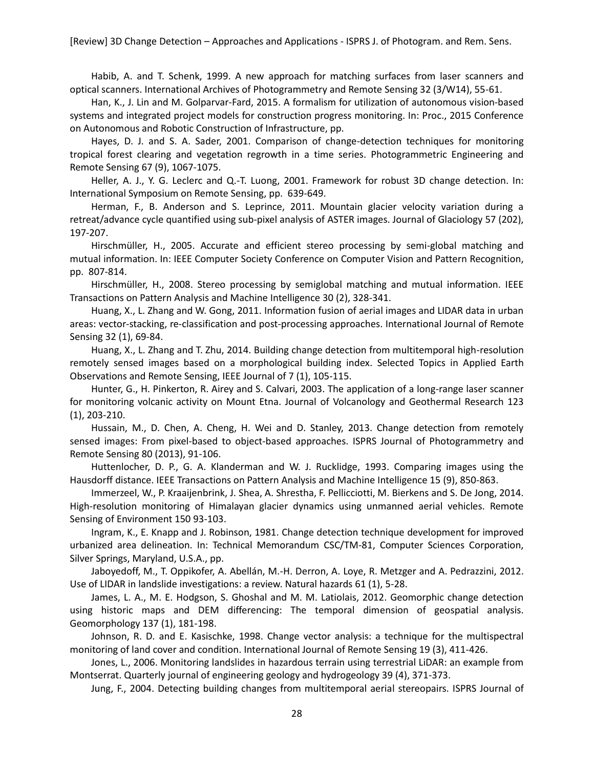Habib, A. and T. Schenk, 1999. A new approach for matching surfaces from laser scanners and optical scanners. International Archives of Photogrammetry and Remote Sensing 32 (3/W14), 55-61.

Han, K., J. Lin and M. Golparvar-Fard, 2015. A formalism for utilization of autonomous vision-based systems and integrated project models for construction progress monitoring. In: Proc., 2015 Conference on Autonomous and Robotic Construction of Infrastructure, pp.

Hayes, D. J. and S. A. Sader, 2001. Comparison of change-detection techniques for monitoring tropical forest clearing and vegetation regrowth in a time series. Photogrammetric Engineering and Remote Sensing 67 (9), 1067-1075.

Heller, A. J., Y. G. Leclerc and Q.-T. Luong, 2001. Framework for robust 3D change detection. In: International Symposium on Remote Sensing, pp. 639-649.

Herman, F., B. Anderson and S. Leprince, 2011. Mountain glacier velocity variation during a retreat/advance cycle quantified using sub-pixel analysis of ASTER images. Journal of Glaciology 57 (202), 197-207.

Hirschmüller, H., 2005. Accurate and efficient stereo processing by semi-global matching and mutual information. In: IEEE Computer Society Conference on Computer Vision and Pattern Recognition, pp. 807-814.

Hirschmüller, H., 2008. Stereo processing by semiglobal matching and mutual information. IEEE Transactions on Pattern Analysis and Machine Intelligence 30 (2), 328-341.

Huang, X., L. Zhang and W. Gong, 2011. Information fusion of aerial images and LIDAR data in urban areas: vector-stacking, re-classification and post-processing approaches. International Journal of Remote Sensing 32 (1), 69-84.

Huang, X., L. Zhang and T. Zhu, 2014. Building change detection from multitemporal high-resolution remotely sensed images based on a morphological building index. Selected Topics in Applied Earth Observations and Remote Sensing, IEEE Journal of 7 (1), 105-115.

Hunter, G., H. Pinkerton, R. Airey and S. Calvari, 2003. The application of a long-range laser scanner for monitoring volcanic activity on Mount Etna. Journal of Volcanology and Geothermal Research 123 (1), 203-210.

Hussain, M., D. Chen, A. Cheng, H. Wei and D. Stanley, 2013. Change detection from remotely sensed images: From pixel-based to object-based approaches. ISPRS Journal of Photogrammetry and Remote Sensing 80 (2013), 91-106.

Huttenlocher, D. P., G. A. Klanderman and W. J. Rucklidge, 1993. Comparing images using the Hausdorff distance. IEEE Transactions on Pattern Analysis and Machine Intelligence 15 (9), 850-863.

Immerzeel, W., P. Kraaijenbrink, J. Shea, A. Shrestha, F. Pellicciotti, M. Bierkens and S. De Jong, 2014. High-resolution monitoring of Himalayan glacier dynamics using unmanned aerial vehicles. Remote Sensing of Environment 150 93-103.

Ingram, K., E. Knapp and J. Robinson, 1981. Change detection technique development for improved urbanized area delineation. In: Technical Memorandum CSC/TM-81, Computer Sciences Corporation, Silver Springs, Maryland, U.S.A., pp.

Jaboyedoff, M., T. Oppikofer, A. Abellán, M.-H. Derron, A. Loye, R. Metzger and A. Pedrazzini, 2012. Use of LIDAR in landslide investigations: a review. Natural hazards 61 (1), 5-28.

James, L. A., M. E. Hodgson, S. Ghoshal and M. M. Latiolais, 2012. Geomorphic change detection using historic maps and DEM differencing: The temporal dimension of geospatial analysis. Geomorphology 137 (1), 181-198.

Johnson, R. D. and E. Kasischke, 1998. Change vector analysis: a technique for the multispectral monitoring of land cover and condition. International Journal of Remote Sensing 19 (3), 411-426.

Jones, L., 2006. Monitoring landslides in hazardous terrain using terrestrial LiDAR: an example from Montserrat. Quarterly journal of engineering geology and hydrogeology 39 (4), 371-373.

Jung, F., 2004. Detecting building changes from multitemporal aerial stereopairs. ISPRS Journal of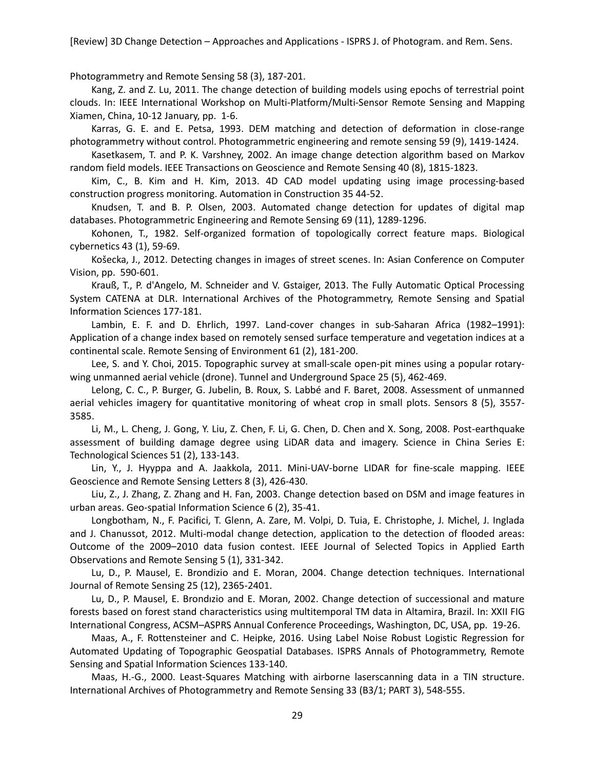Photogrammetry and Remote Sensing 58 (3), 187-201.

Kang, Z. and Z. Lu, 2011. The change detection of building models using epochs of terrestrial point clouds. In: IEEE International Workshop on Multi-Platform/Multi-Sensor Remote Sensing and Mapping Xiamen, China, 10-12 January, pp. 1-6.

Karras, G. E. and E. Petsa, 1993. DEM matching and detection of deformation in close-range photogrammetry without control. Photogrammetric engineering and remote sensing 59 (9), 1419-1424.

Kasetkasem, T. and P. K. Varshney, 2002. An image change detection algorithm based on Markov random field models. IEEE Transactions on Geoscience and Remote Sensing 40 (8), 1815-1823.

Kim, C., B. Kim and H. Kim, 2013. 4D CAD model updating using image processing-based construction progress monitoring. Automation in Construction 35 44-52.

Knudsen, T. and B. P. Olsen, 2003. Automated change detection for updates of digital map databases. Photogrammetric Engineering and Remote Sensing 69 (11), 1289-1296.

Kohonen, T., 1982. Self-organized formation of topologically correct feature maps. Biological cybernetics 43 (1), 59-69.

Košecka, J., 2012. Detecting changes in images of street scenes. In: Asian Conference on Computer Vision, pp. 590-601.

Krauß, T., P. d'Angelo, M. Schneider and V. Gstaiger, 2013. The Fully Automatic Optical Processing System CATENA at DLR. International Archives of the Photogrammetry, Remote Sensing and Spatial Information Sciences 177-181.

Lambin, E. F. and D. Ehrlich, 1997. Land-cover changes in sub-Saharan Africa (1982–1991): Application of a change index based on remotely sensed surface temperature and vegetation indices at a continental scale. Remote Sensing of Environment 61 (2), 181-200.

Lee, S. and Y. Choi, 2015. Topographic survey at small-scale open-pit mines using a popular rotary-wing unmanned aerial vehicle (drone). Tunnel and Underground Space 25 (5), 462-469.

Lelong, C. C., P. Burger, G. Jubelin, B. Roux, S. Labbé and F. Baret, 2008. Assessment of unmanned aerial vehicles imagery for quantitative monitoring of wheat crop in small plots. Sensors 8 (5), 3557-3585.

Li, M., L. Cheng, J. Gong, Y. Liu, Z. Chen, F. Li, G. Chen, D. Chen and X. Song, 2008. Post-earthquake assessment of building damage degree using LiDAR data and imagery. Science in China Series E: Technological Sciences 51 (2), 133-143.

Lin, Y., J. Hyyppa and A. Jaakkola, 2011. Mini-UAV-borne LIDAR for fine-scale mapping. IEEE Geoscience and Remote Sensing Letters 8 (3), 426-430.

Liu, Z., J. Zhang, Z. Zhang and H. Fan, 2003. Change detection based on DSM and image features in urban areas. Geo-spatial Information Science 6 (2), 35-41.

Longbotham, N., F. Pacifici, T. Glenn, A. Zare, M. Volpi, D. Tuia, E. Christophe, J. Michel, J. Inglada and J. Chanussot, 2012. Multi-modal change detection, application to the detection of flooded areas: Outcome of the 2009–2010 data fusion contest. IEEE Journal of Selected Topics in Applied Earth Observations and Remote Sensing 5 (1), 331-342.

Lu, D., P. Mausel, E. Brondizio and E. Moran, 2004. Change detection techniques. International Journal of Remote Sensing 25 (12), 2365-2401.

Lu, D., P. Mausel, E. Brondızio and E. Moran, 2002. Change detection of successional and mature forests based on forest stand characteristics using multitemporal TM data in Altamira, Brazil. In: XXII FIG International Congress, ACSM–ASPRS Annual Conference Proceedings, Washington, DC, USA, pp. 19-26.

Maas, A., F. Rottensteiner and C. Heipke, 2016. Using Label Noise Robust Logistic Regression for Automated Updating of Topographic Geospatial Databases. ISPRS Annals of Photogrammetry, Remote Sensing and Spatial Information Sciences 133-140.

Maas, H.-G., 2000. Least-Squares Matching with airborne laserscanning data in a TIN structure. International Archives of Photogrammetry and Remote Sensing 33 (B3/1; PART 3), 548-555.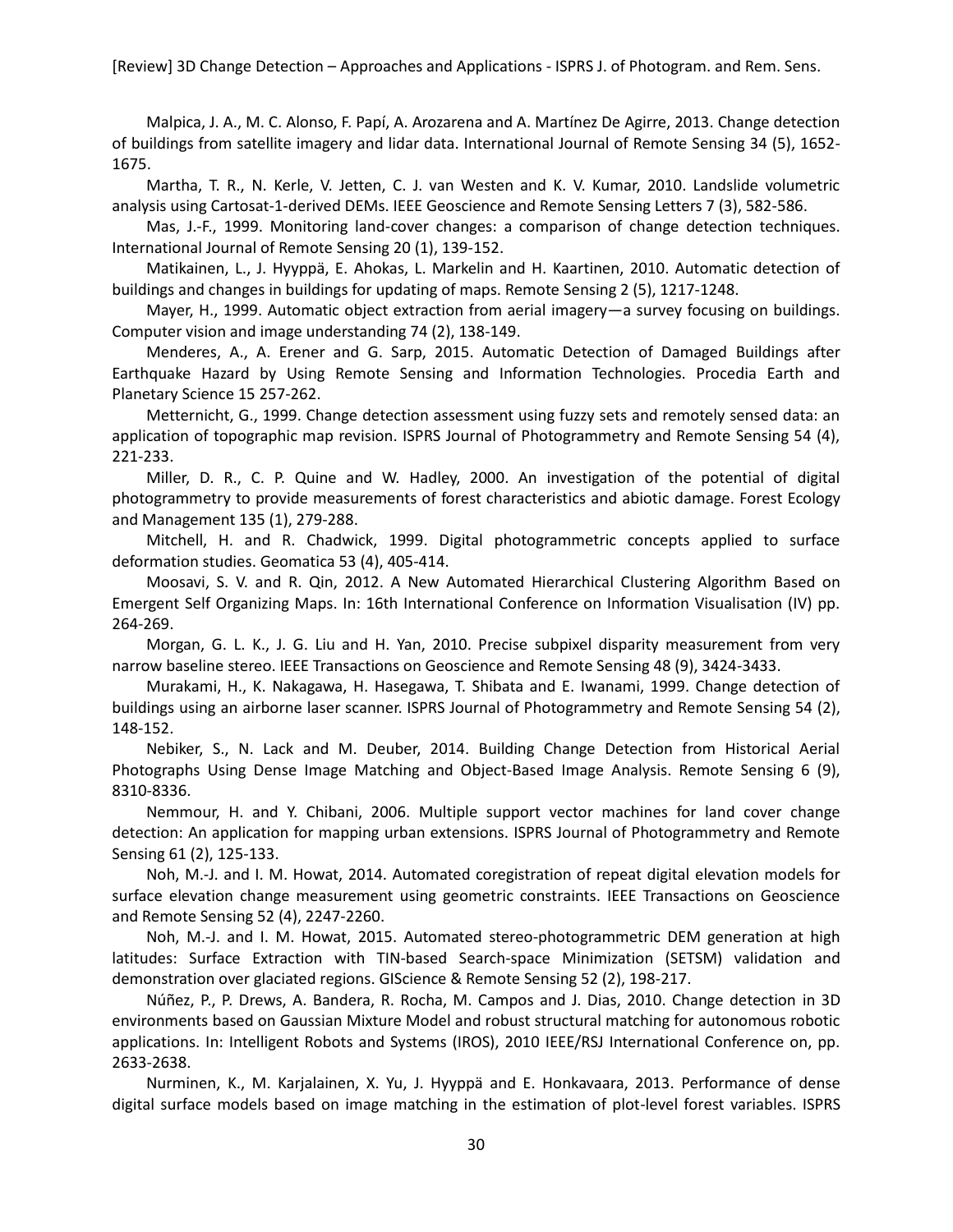Malpica, J. A., M. C. Alonso, F. Papí, A. Arozarena and A. Martínez De Agirre, 2013. Change detection of buildings from satellite imagery and lidar data. International Journal of Remote Sensing 34 (5), 1652-1675.

Martha, T. R., N. Kerle, V. Jetten, C. J. van Westen and K. V. Kumar, 2010. Landslide volumetric analysis using Cartosat-1-derived DEMs. IEEE Geoscience and Remote Sensing Letters 7 (3), 582-586.

Mas, J.-F., 1999. Monitoring land-cover changes: a comparison of change detection techniques. International Journal of Remote Sensing 20 (1), 139-152.

Matikainen, L., J. Hyyppä, E. Ahokas, L. Markelin and H. Kaartinen, 2010. Automatic detection of buildings and changes in buildings for updating of maps. Remote Sensing 2 (5), 1217-1248.

Mayer, H., 1999. Automatic object extraction from aerial imagery—a survey focusing on buildings. Computer vision and image understanding 74 (2), 138-149.

Menderes, A., A. Erener and G. Sarp, 2015. Automatic Detection of Damaged Buildings after Earthquake Hazard by Using Remote Sensing and Information Technologies. Procedia Earth and Planetary Science 15 257-262.

Metternicht, G., 1999. Change detection assessment using fuzzy sets and remotely sensed data: an application of topographic map revision. ISPRS Journal of Photogrammetry and Remote Sensing 54 (4), 221-233.

Miller, D. R., C. P. Quine and W. Hadley, 2000. An investigation of the potential of digital photogrammetry to provide measurements of forest characteristics and abiotic damage. Forest Ecology and Management 135 (1), 279-288.

Mitchell, H. and R. Chadwick, 1999. Digital photogrammetric concepts applied to surface deformation studies. Geomatica 53 (4), 405-414.

Moosavi, S. V. and R. Qin, 2012. A New Automated Hierarchical Clustering Algorithm Based on Emergent Self Organizing Maps. In: 16th International Conference on Information Visualisation (IV) pp. 264-269.

Morgan, G. L. K., J. G. Liu and H. Yan, 2010. Precise subpixel disparity measurement from very narrow baseline stereo. IEEE Transactions on Geoscience and Remote Sensing 48 (9), 3424-3433.

Murakami, H., K. Nakagawa, H. Hasegawa, T. Shibata and E. Iwanami, 1999. Change detection of buildings using an airborne laser scanner. ISPRS Journal of Photogrammetry and Remote Sensing 54 (2), 148-152.

Nebiker, S., N. Lack and M. Deuber, 2014. Building Change Detection from Historical Aerial Photographs Using Dense Image Matching and Object-Based Image Analysis. Remote Sensing 6 (9), 8310-8336.

Nemmour, H. and Y. Chibani, 2006. Multiple support vector machines for land cover change detection: An application for mapping urban extensions. ISPRS Journal of Photogrammetry and Remote Sensing 61 (2), 125-133.

Noh, M.-J. and I. M. Howat, 2014. Automated coregistration of repeat digital elevation models for surface elevation change measurement using geometric constraints. IEEE Transactions on Geoscience and Remote Sensing 52 (4), 2247-2260.

Noh, M.-J. and I. M. Howat, 2015. Automated stereo-photogrammetric DEM generation at high latitudes: Surface Extraction with TIN-based Search-space Minimization (SETSM) validation and demonstration over glaciated regions. GIScience & Remote Sensing 52 (2), 198-217.

Núñez, P., P. Drews, A. Bandera, R. Rocha, M. Campos and J. Dias, 2010. Change detection in 3D environments based on Gaussian Mixture Model and robust structural matching for autonomous robotic applications. In: Intelligent Robots and Systems (IROS), 2010 IEEE/RSJ International Conference on, pp. 2633-2638.

Nurminen, K., M. Karjalainen, X. Yu, J. Hyyppä and E. Honkavaara, 2013. Performance of dense digital surface models based on image matching in the estimation of plot-level forest variables. ISPRS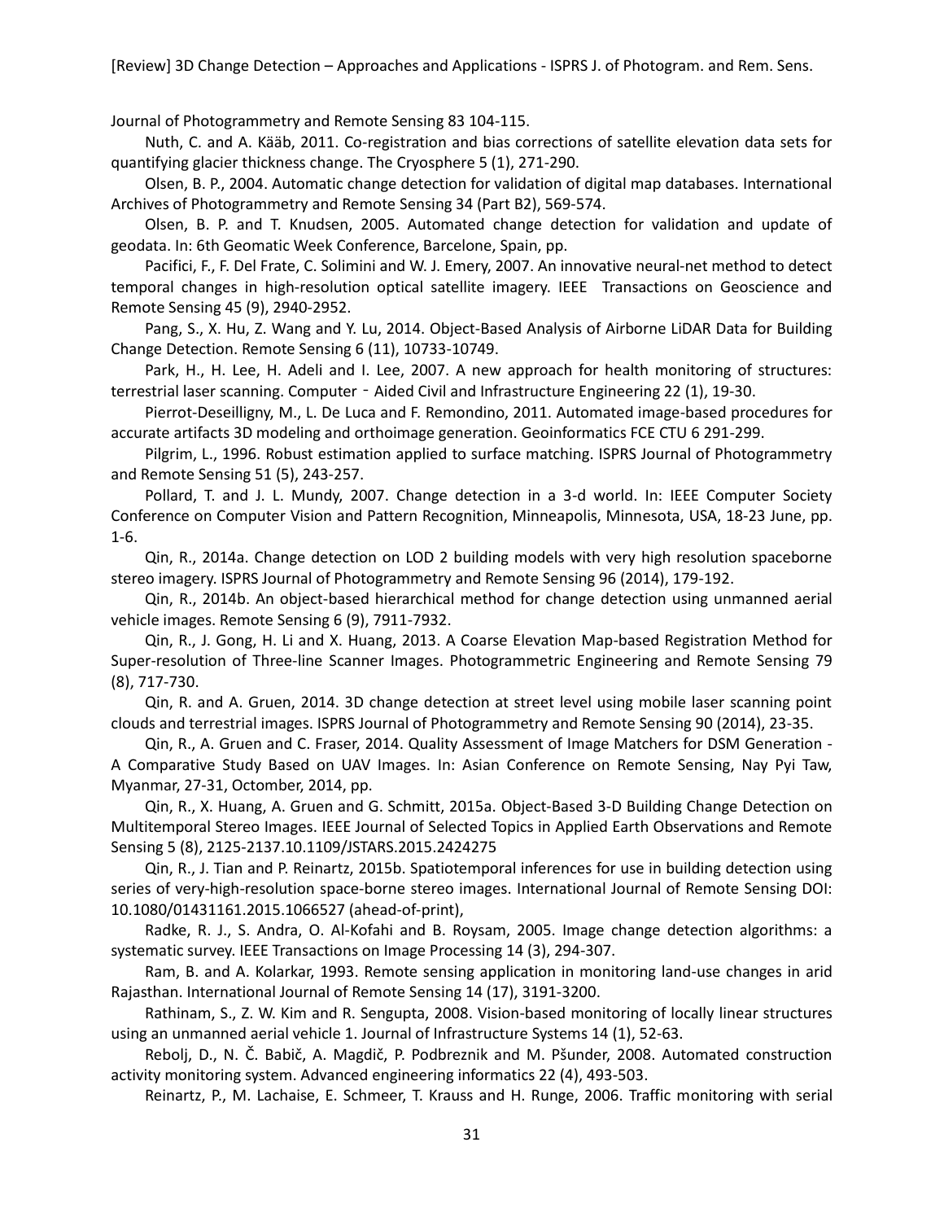Journal of Photogrammetry and Remote Sensing 83 104-115.

Nuth, C. and A. Kääb, 2011. Co-registration and bias corrections of satellite elevation data sets for quantifying glacier thickness change. The Cryosphere 5 (1), 271-290.

Olsen, B. P., 2004. Automatic change detection for validation of digital map databases. International Archives of Photogrammetry and Remote Sensing 34 (Part B2), 569-574.

Olsen, B. P. and T. Knudsen, 2005. Automated change detection for validation and update of geodata. In: 6th Geomatic Week Conference, Barcelone, Spain, pp.

Pacifici, F., F. Del Frate, C. Solimini and W. J. Emery, 2007. An innovative neural-net method to detect temporal changes in high-resolution optical satellite imagery. IEEE Transactions on Geoscience and Remote Sensing 45 (9), 2940-2952.

Pang, S., X. Hu, Z. Wang and Y. Lu, 2014. Object-Based Analysis of Airborne LiDAR Data for Building Change Detection. Remote Sensing 6 (11), 10733-10749.

Park, H., H. Lee, H. Adeli and I. Lee, 2007. A new approach for health monitoring of structures: terrestrial laser scanning. Computer‐Aided Civil and Infrastructure Engineering 22 (1), 19-30.

Pierrot-Deseilligny, M., L. De Luca and F. Remondino, 2011. Automated image-based procedures for accurate artifacts 3D modeling and orthoimage generation. Geoinformatics FCE CTU 6 291-299.

Pilgrim, L., 1996. Robust estimation applied to surface matching. ISPRS Journal of Photogrammetry and Remote Sensing 51 (5), 243-257.

Pollard, T. and J. L. Mundy, 2007. Change detection in a 3-d world. In: IEEE Computer Society Conference on Computer Vision and Pattern Recognition, Minneapolis, Minnesota, USA, 18-23 June, pp. 1-6.

Qin, R., 2014a. Change detection on LOD 2 building models with very high resolution spaceborne stereo imagery. ISPRS Journal of Photogrammetry and Remote Sensing 96 (2014), 179-192.

Qin, R., 2014b. An object-based hierarchical method for change detection using unmanned aerial vehicle images. Remote Sensing 6 (9), 7911-7932.

Qin, R., J. Gong, H. Li and X. Huang, 2013. A Coarse Elevation Map-based Registration Method for Super-resolution of Three-line Scanner Images. Photogrammetric Engineering and Remote Sensing 79 (8), 717-730.

Qin, R. and A. Gruen, 2014. 3D change detection at street level using mobile laser scanning point clouds and terrestrial images. ISPRS Journal of Photogrammetry and Remote Sensing 90 (2014), 23-35.

Qin, R., A. Gruen and C. Fraser, 2014. Quality Assessment of Image Matchers for DSM Generation - A Comparative Study Based on UAV Images. In: Asian Conference on Remote Sensing, Nay Pyi Taw, Myanmar, 27-31, Octomber, 2014, pp.

Qin, R., X. Huang, A. Gruen and G. Schmitt, 2015a. Object-Based 3-D Building Change Detection on Multitemporal Stereo Images. IEEE Journal of Selected Topics in Applied Earth Observations and Remote Sensing 5 (8), 2125-2137.10.1109/JSTARS.2015.2424275

Qin, R., J. Tian and P. Reinartz, 2015b. Spatiotemporal inferences for use in building detection using series of very-high-resolution space-borne stereo images. International Journal of Remote Sensing DOI: 10.1080/01431161.2015.1066527 (ahead-of-print),

Radke, R. J., S. Andra, O. Al-Kofahi and B. Roysam, 2005. Image change detection algorithms: a systematic survey. IEEE Transactions on Image Processing 14 (3), 294-307.

Ram, B. and A. Kolarkar, 1993. Remote sensing application in monitoring land-use changes in arid Rajasthan. International Journal of Remote Sensing 14 (17), 3191-3200.

Rathinam, S., Z. W. Kim and R. Sengupta, 2008. Vision-based monitoring of locally linear structures using an unmanned aerial vehicle 1. Journal of Infrastructure Systems 14 (1), 52-63.

Rebolj, D., N. Č. Babič, A. Magdič, P. Podbreznik and M. Pšunder, 2008. Automated construction activity monitoring system. Advanced engineering informatics 22 (4), 493-503.

Reinartz, P., M. Lachaise, E. Schmeer, T. Krauss and H. Runge, 2006. Traffic monitoring with serial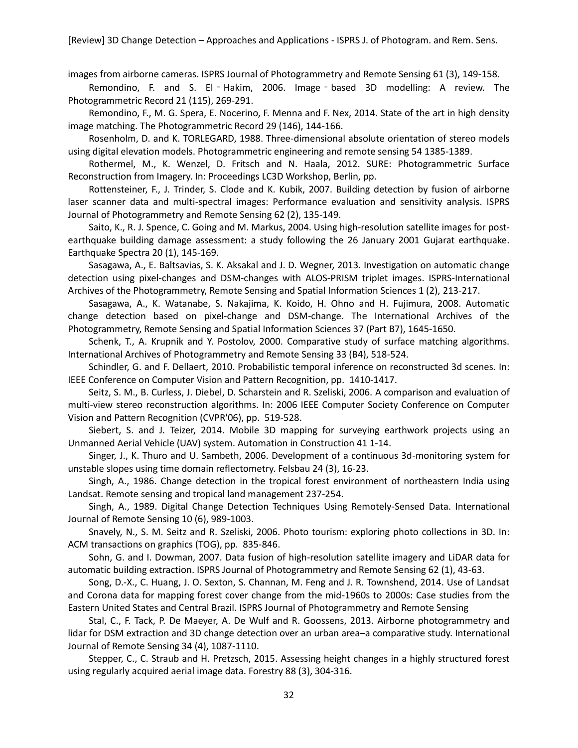images from airborne cameras. ISPRS Journal of Photogrammetry and Remote Sensing 61 (3), 149-158.

Remondino, F. and S. El‐Hakim, 2006. Image‐based 3D modelling: A review. The Photogrammetric Record 21 (115), 269-291.

Remondino, F., M. G. Spera, E. Nocerino, F. Menna and F. Nex, 2014. State of the art in high density image matching. The Photogrammetric Record 29 (146), 144-166.

Rosenholm, D. and K. TORLEGARD, 1988. Three-dimensional absolute orientation of stereo models using digital elevation models. Photogrammetric engineering and remote sensing 54 1385-1389.

Rothermel, M., K. Wenzel, D. Fritsch and N. Haala, 2012. SURE: Photogrammetric Surface Reconstruction from Imagery. In: Proceedings LC3D Workshop, Berlin, pp.

Rottensteiner, F., J. Trinder, S. Clode and K. Kubik, 2007. Building detection by fusion of airborne laser scanner data and multi-spectral images: Performance evaluation and sensitivity analysis. ISPRS Journal of Photogrammetry and Remote Sensing 62 (2), 135-149.

Saito, K., R. J. Spence, C. Going and M. Markus, 2004. Using high-resolution satellite images for post-earthquake building damage assessment: a study following the 26 January 2001 Gujarat earthquake. Earthquake Spectra 20 (1), 145-169.

Sasagawa, A., E. Baltsavias, S. K. Aksakal and J. D. Wegner, 2013. Investigation on automatic change detection using pixel-changes and DSM-changes with ALOS-PRISM triplet images. ISPRS-International Archives of the Photogrammetry, Remote Sensing and Spatial Information Sciences 1 (2), 213-217.

Sasagawa, A., K. Watanabe, S. Nakajima, K. Koido, H. Ohno and H. Fujimura, 2008. Automatic change detection based on pixel-change and DSM-change. The International Archives of the Photogrammetry, Remote Sensing and Spatial Information Sciences 37 (Part B7), 1645-1650.

Schenk, T., A. Krupnik and Y. Postolov, 2000. Comparative study of surface matching algorithms. International Archives of Photogrammetry and Remote Sensing 33 (B4), 518-524.

Schindler, G. and F. Dellaert, 2010. Probabilistic temporal inference on reconstructed 3d scenes. In: IEEE Conference on Computer Vision and Pattern Recognition, pp. 1410-1417.

Seitz, S. M., B. Curless, J. Diebel, D. Scharstein and R. Szeliski, 2006. A comparison and evaluation of multi-view stereo reconstruction algorithms. In: 2006 IEEE Computer Society Conference on Computer Vision and Pattern Recognition (CVPR'06), pp. 519-528.

Siebert, S. and J. Teizer, 2014. Mobile 3D mapping for surveying earthwork projects using an Unmanned Aerial Vehicle (UAV) system. Automation in Construction 41 1-14.

Singer, J., K. Thuro and U. Sambeth, 2006. Development of a continuous 3d-monitoring system for unstable slopes using time domain reflectometry. Felsbau 24 (3), 16-23.

Singh, A., 1986. Change detection in the tropical forest environment of northeastern India using Landsat. Remote sensing and tropical land management 237-254.

Singh, A., 1989. Digital Change Detection Techniques Using Remotely-Sensed Data. International Journal of Remote Sensing 10 (6), 989-1003.

Snavely, N., S. M. Seitz and R. Szeliski, 2006. Photo tourism: exploring photo collections in 3D. In: ACM transactions on graphics (TOG), pp. 835-846.

Sohn, G. and I. Dowman, 2007. Data fusion of high-resolution satellite imagery and LiDAR data for automatic building extraction. ISPRS Journal of Photogrammetry and Remote Sensing 62 (1), 43-63.

Song, D.-X., C. Huang, J. O. Sexton, S. Channan, M. Feng and J. R. Townshend, 2014. Use of Landsat and Corona data for mapping forest cover change from the mid-1960s to 2000s: Case studies from the Eastern United States and Central Brazil. ISPRS Journal of Photogrammetry and Remote Sensing

Stal, C., F. Tack, P. De Maeyer, A. De Wulf and R. Goossens, 2013. Airborne photogrammetry and lidar for DSM extraction and 3D change detection over an urban area–a comparative study. International Journal of Remote Sensing 34 (4), 1087-1110.

Stepper, C., C. Straub and H. Pretzsch, 2015. Assessing height changes in a highly structured forest using regularly acquired aerial image data. Forestry 88 (3), 304-316.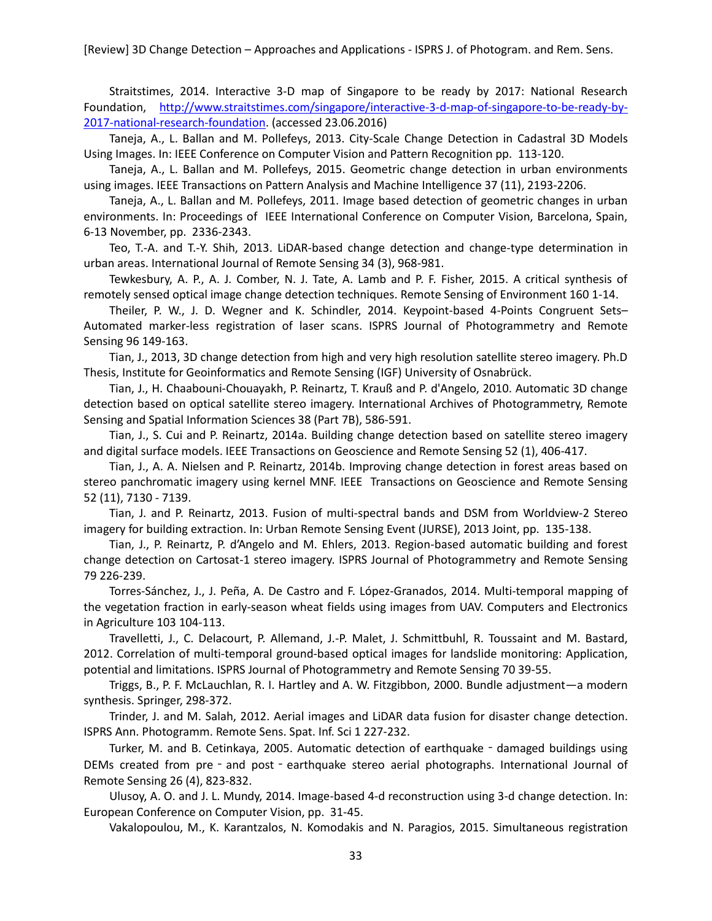Straitstimes, 2014. Interactive 3-D map of Singapore to be ready by 2017: National Research Foundation, http://www.straitstimes.com/singapore/interactive-3-d-map-of-singapore-to-be-ready-by-2017-national-research-foundation. (accessed 23.06.2016)

Taneja, A., L. Ballan and M. Pollefeys, 2013. City-Scale Change Detection in Cadastral 3D Models Using Images. In: IEEE Conference on Computer Vision and Pattern Recognition pp. 113-120.

Taneja, A., L. Ballan and M. Pollefeys, 2015. Geometric change detection in urban environments using images. IEEE Transactions on Pattern Analysis and Machine Intelligence 37 (11), 2193-2206.

Taneja, A., L. Ballan and M. Pollefeys, 2011. Image based detection of geometric changes in urban environments. In: Proceedings of IEEE International Conference on Computer Vision, Barcelona, Spain, 6-13 November, pp. 2336-2343.

Teo, T.-A. and T.-Y. Shih, 2013. LiDAR-based change detection and change-type determination in urban areas. International Journal of Remote Sensing 34 (3), 968-981.

Tewkesbury, A. P., A. J. Comber, N. J. Tate, A. Lamb and P. F. Fisher, 2015. A critical synthesis of remotely sensed optical image change detection techniques. Remote Sensing of Environment 160 1-14.

Theiler, P. W., J. D. Wegner and K. Schindler, 2014. Keypoint-based 4-Points Congruent Sets–Automated marker-less registration of laser scans. ISPRS Journal of Photogrammetry and Remote Sensing 96 149-163.

Tian, J., 2013, 3D change detection from high and very high resolution satellite stereo imagery. Ph.D Thesis, Institute for Geoinformatics and Remote Sensing (IGF) University of Osnabrück.

Tian, J., H. Chaabouni-Chouayakh, P. Reinartz, T. Krauß and P. d'Angelo, 2010. Automatic 3D change detection based on optical satellite stereo imagery. International Archives of Photogrammetry, Remote Sensing and Spatial Information Sciences 38 (Part 7B), 586-591.

Tian, J., S. Cui and P. Reinartz, 2014a. Building change detection based on satellite stereo imagery and digital surface models. IEEE Transactions on Geoscience and Remote Sensing 52 (1), 406-417.

Tian, J., A. A. Nielsen and P. Reinartz, 2014b. Improving change detection in forest areas based on stereo panchromatic imagery using kernel MNF. IEEE Transactions on Geoscience and Remote Sensing 52 (11), 7130 - 7139.

Tian, J. and P. Reinartz, 2013. Fusion of multi-spectral bands and DSM from Worldview-2 Stereo imagery for building extraction. In: Urban Remote Sensing Event (JURSE), 2013 Joint, pp. 135-138.

Tian, J., P. Reinartz, P. d'Angelo and M. Ehlers, 2013. Region-based automatic building and forest change detection on Cartosat-1 stereo imagery. ISPRS Journal of Photogrammetry and Remote Sensing 79 226-239.

Torres-Sánchez, J., J. Peña, A. De Castro and F. López-Granados, 2014. Multi-temporal mapping of the vegetation fraction in early-season wheat fields using images from UAV. Computers and Electronics in Agriculture 103 104-113.

Travelletti, J., C. Delacourt, P. Allemand, J.-P. Malet, J. Schmittbuhl, R. Toussaint and M. Bastard, 2012. Correlation of multi-temporal ground-based optical images for landslide monitoring: Application, potential and limitations. ISPRS Journal of Photogrammetry and Remote Sensing 70 39-55.

Triggs, B., P. F. McLauchlan, R. I. Hartley and A. W. Fitzgibbon, 2000. Bundle adjustment—a modern synthesis. Springer, 298-372.

Trinder, J. and M. Salah, 2012. Aerial images and LiDAR data fusion for disaster change detection. ISPRS Ann. Photogramm. Remote Sens. Spat. Inf. Sci 1 227-232.

Turker, M. and B. Cetinkaya, 2005. Automatic detection of earthquake‐damaged buildings using DEMs created from pre‐and post‐earthquake stereo aerial photographs. International Journal of Remote Sensing 26 (4), 823-832.

Ulusoy, A. O. and J. L. Mundy, 2014. Image-based 4-d reconstruction using 3-d change detection. In: European Conference on Computer Vision, pp. 31-45.

Vakalopoulou, M., K. Karantzalos, N. Komodakis and N. Paragios, 2015. Simultaneous registration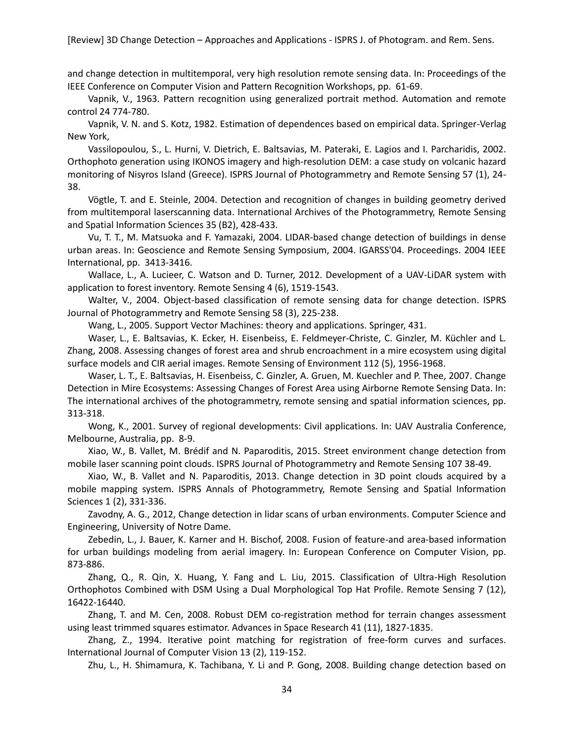and change detection in multitemporal, very high resolution remote sensing data. In: Proceedings of the IEEE Conference on Computer Vision and Pattern Recognition Workshops, pp. 61-69.

Vapnik, V., 1963. Pattern recognition using generalized portrait method. Automation and remote control 24 774-780.

Vapnik, V. N. and S. Kotz, 1982. Estimation of dependences based on empirical data. Springer-Verlag New York,

Vassilopoulou, S., L. Hurni, V. Dietrich, E. Baltsavias, M. Pateraki, E. Lagios and I. Parcharidis, 2002. Orthophoto generation using IKONOS imagery and high-resolution DEM: a case study on volcanic hazard monitoring of Nisyros Island (Greece). ISPRS Journal of Photogrammetry and Remote Sensing 57 (1), 24-38.

Vögtle, T. and E. Steinle, 2004. Detection and recognition of changes in building geometry derived from multitemporal laserscanning data. International Archives of the Photogrammetry, Remote Sensing and Spatial Information Sciences 35 (B2), 428-433.

Vu, T. T., M. Matsuoka and F. Yamazaki, 2004. LIDAR-based change detection of buildings in dense urban areas. In: Geoscience and Remote Sensing Symposium, 2004. IGARSS'04. Proceedings. 2004 IEEE International, pp. 3413-3416.

Wallace, L., A. Lucieer, C. Watson and D. Turner, 2012. Development of a UAV-LiDAR system with application to forest inventory. Remote Sensing 4 (6), 1519-1543.

Walter, V., 2004. Object-based classification of remote sensing data for change detection. ISPRS Journal of Photogrammetry and Remote Sensing 58 (3), 225-238.

Wang, L., 2005. Support Vector Machines: theory and applications. Springer, 431.

Waser, L., E. Baltsavias, K. Ecker, H. Eisenbeiss, E. Feldmeyer-Christe, C. Ginzler, M. Küchler and L. Zhang, 2008. Assessing changes of forest area and shrub encroachment in a mire ecosystem using digital surface models and CIR aerial images. Remote Sensing of Environment 112 (5), 1956-1968.

Waser, L. T., E. Baltsavias, H. Eisenbeiss, C. Ginzler, A. Gruen, M. Kuechler and P. Thee, 2007. Change Detection in Mire Ecosystems: Assessing Changes of Forest Area using Airborne Remote Sensing Data. In: The international archives of the photogrammetry, remote sensing and spatial information sciences, pp. 313-318.

Wong, K., 2001. Survey of regional developments: Civil applications. In: UAV Australia Conference, Melbourne, Australia, pp. 8-9.

Xiao, W., B. Vallet, M. Brédif and N. Paparoditis, 2015. Street environment change detection from mobile laser scanning point clouds. ISPRS Journal of Photogrammetry and Remote Sensing 107 38-49.

Xiao, W., B. Vallet and N. Paparoditis, 2013. Change detection in 3D point clouds acquired by a mobile mapping system. ISPRS Annals of Photogrammetry, Remote Sensing and Spatial Information Sciences 1 (2), 331-336.

Zavodny, A. G., 2012, Change detection in lidar scans of urban environments. Computer Science and Engineering, University of Notre Dame.

Zebedin, L., J. Bauer, K. Karner and H. Bischof, 2008. Fusion of feature-and area-based information for urban buildings modeling from aerial imagery. In: European Conference on Computer Vision, pp. 873-886.

Zhang, Q., R. Qin, X. Huang, Y. Fang and L. Liu, 2015. Classification of Ultra-High Resolution Orthophotos Combined with DSM Using a Dual Morphological Top Hat Profile. Remote Sensing 7 (12), 16422-16440.

Zhang, T. and M. Cen, 2008. Robust DEM co-registration method for terrain changes assessment using least trimmed squares estimator. Advances in Space Research 41 (11), 1827-1835.

Zhang, Z., 1994. Iterative point matching for registration of free-form curves and surfaces. International Journal of Computer Vision 13 (2), 119-152.

Zhu, L., H. Shimamura, K. Tachibana, Y. Li and P. Gong, 2008. Building change detection based on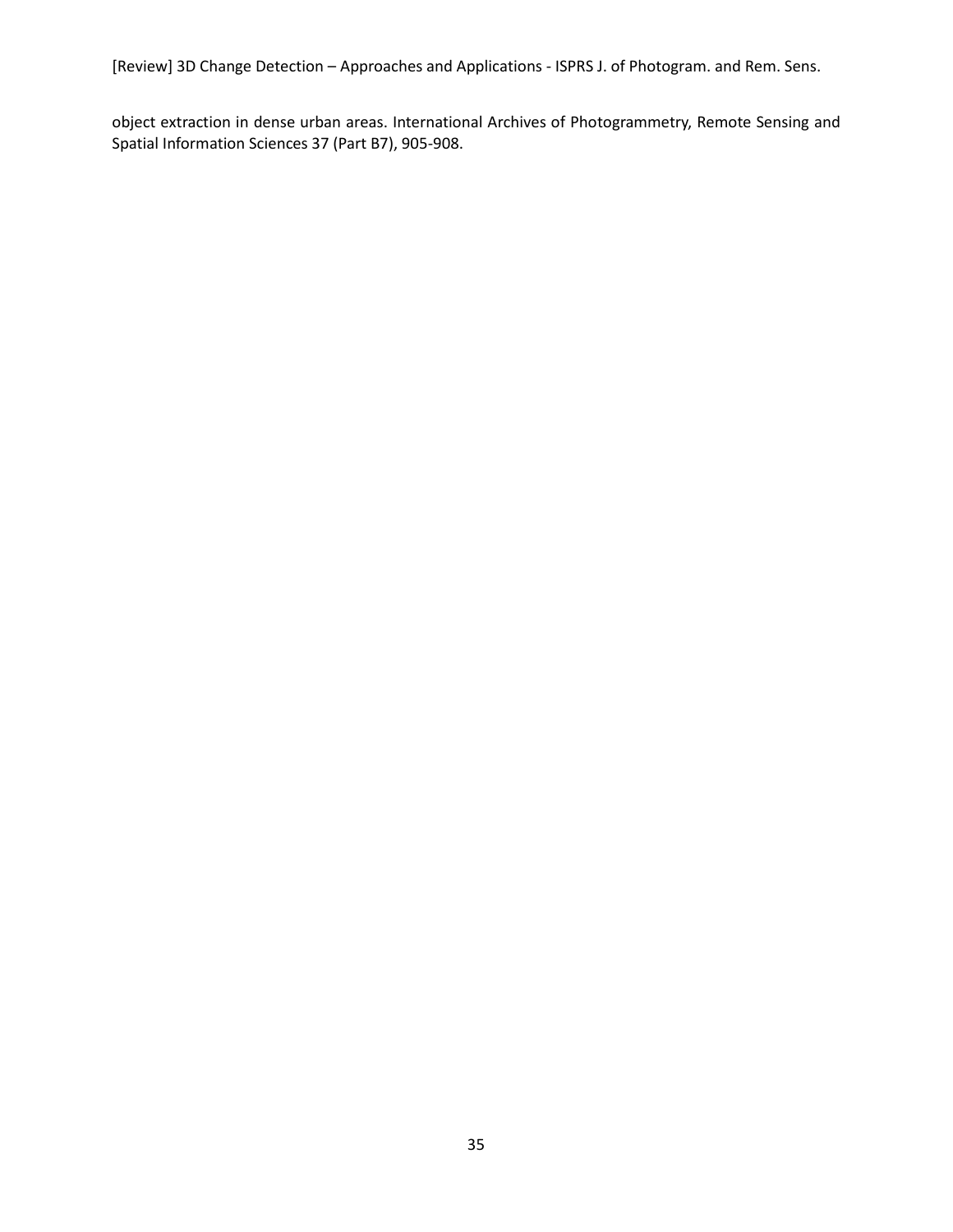object extraction in dense urban areas. International Archives of Photogrammetry, Remote Sensing and Spatial Information Sciences 37 (Part B7), 905-908.